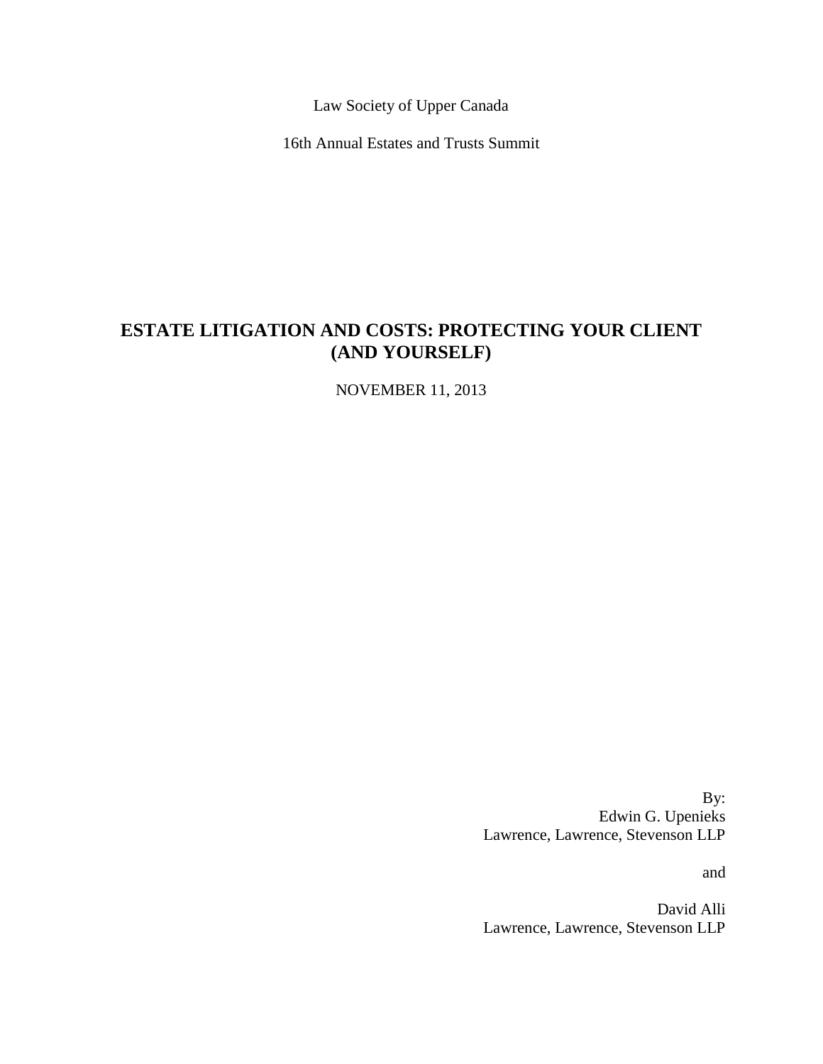Law Society of Upper Canada

16th Annual Estates and Trusts Summit

# ESTATE LITIGATION AND COSTS: PROTECTING YOUR CLIENT (AND YOURSELF)

NOVEMBER 11, 2013

By:
Edwin G. Upenieks
Lawrence, Lawrence, Stevenson LLP

and

David Alli
Lawrence, Lawrence, Stevenson LLP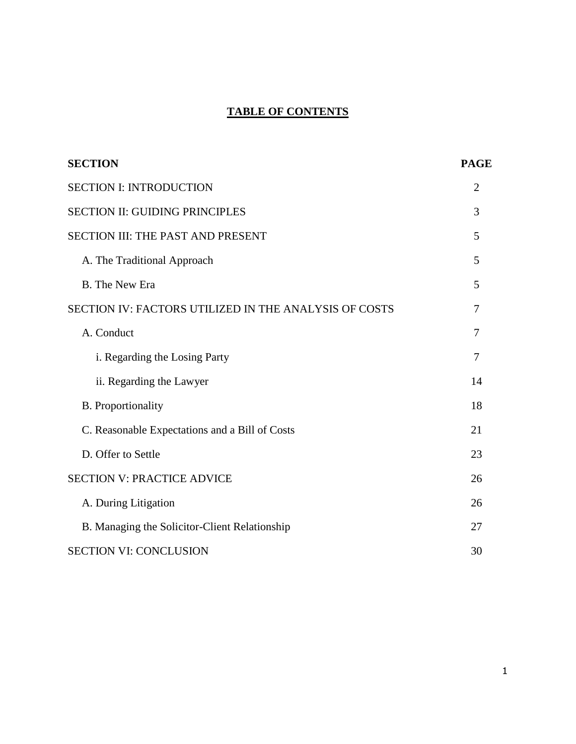# TABLE OF CONTENTS

| SECTION | PAGE |
|---|---|
| SECTION I: INTRODUCTION | 2 |
| SECTION II: GUIDING PRINCIPLES | 3 |
| SECTION III: THE PAST AND PRESENT | 5 |
| A. The Traditional Approach | 5 |
| B. The New Era | 5 |
| SECTION IV: FACTORS UTILIZED IN THE ANALYSIS OF COSTS | 7 |
| A. Conduct | 7 |
| i. Regarding the Losing Party | 7 |
| ii. Regarding the Lawyer | 14 |
| B. Proportionality | 18 |
| C. Reasonable Expectations and a Bill of Costs | 21 |
| D. Offer to Settle | 23 |
| SECTION V: PRACTICE ADVICE | 26 |
| A. During Litigation | 26 |
| B. Managing the Solicitor-Client Relationship | 27 |
| SECTION VI: CONCLUSION | 30 |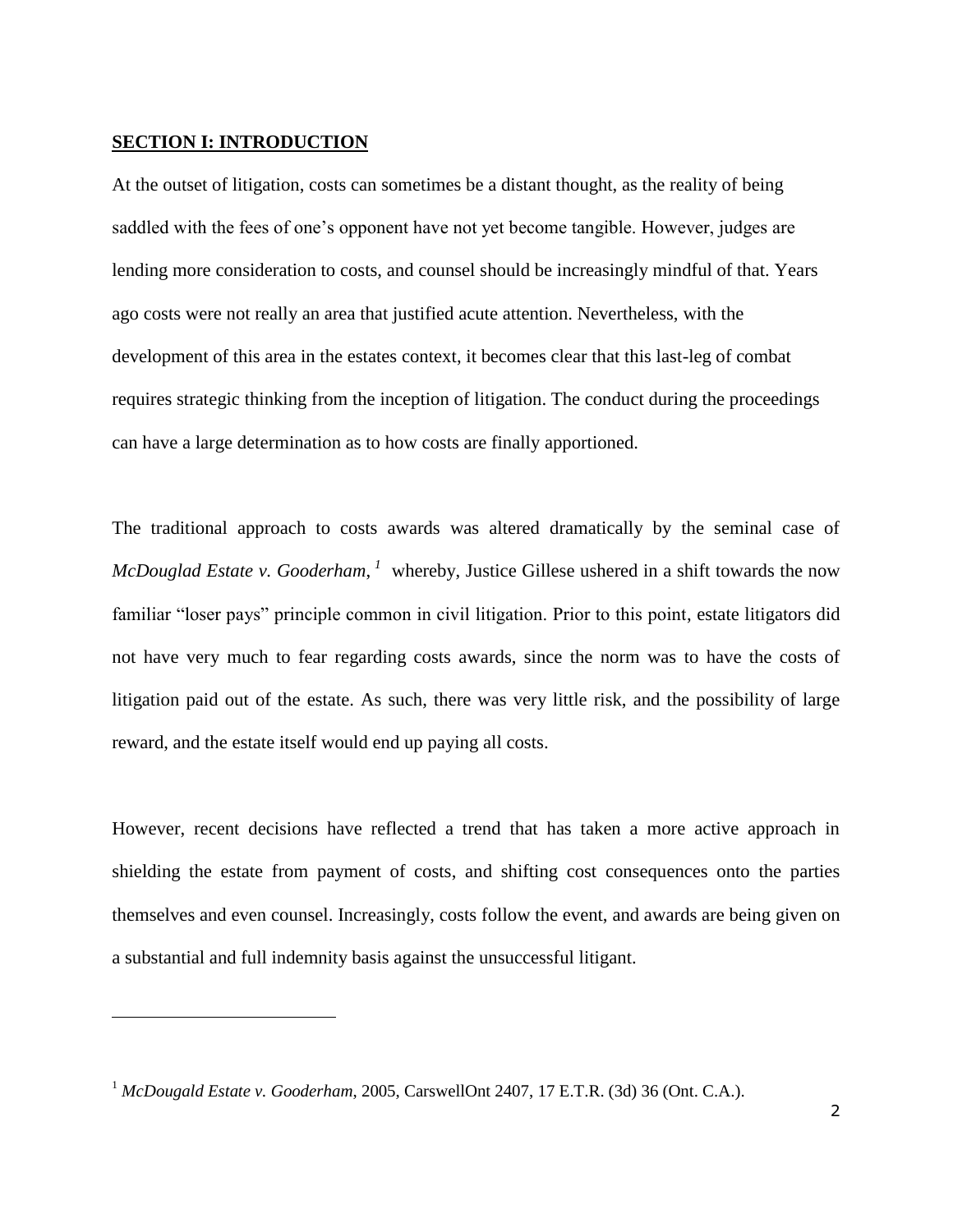## SECTION I: INTRODUCTION

At the outset of litigation, costs can sometimes be a distant thought, as the reality of being saddled with the fees of one's opponent have not yet become tangible. However, judges are lending more consideration to costs, and counsel should be increasingly mindful of that. Years ago costs were not really an area that justified acute attention. Nevertheless, with the development of this area in the estates context, it becomes clear that this last-leg of combat requires strategic thinking from the inception of litigation. The conduct during the proceedings can have a large determination as to how costs are finally apportioned.

The traditional approach to costs awards was altered dramatically by the seminal case of *McDouglad Estate v. Gooderham*,[1] whereby, Justice Gillese ushered in a shift towards the now familiar "loser pays" principle common in civil litigation. Prior to this point, estate litigators did not have very much to fear regarding costs awards, since the norm was to have the costs of litigation paid out of the estate. As such, there was very little risk, and the possibility of large reward, and the estate itself would end up paying all costs.

However, recent decisions have reflected a trend that has taken a more active approach in shielding the estate from payment of costs, and shifting cost consequences onto the parties themselves and even counsel. Increasingly, costs follow the event, and awards are being given on a substantial and full indemnity basis against the unsuccessful litigant.

---

[1] *McDougald Estate v. Gooderham*, 2005, CarswellOnt 2407, 17 E.T.R. (3d) 36 (Ont. C.A.).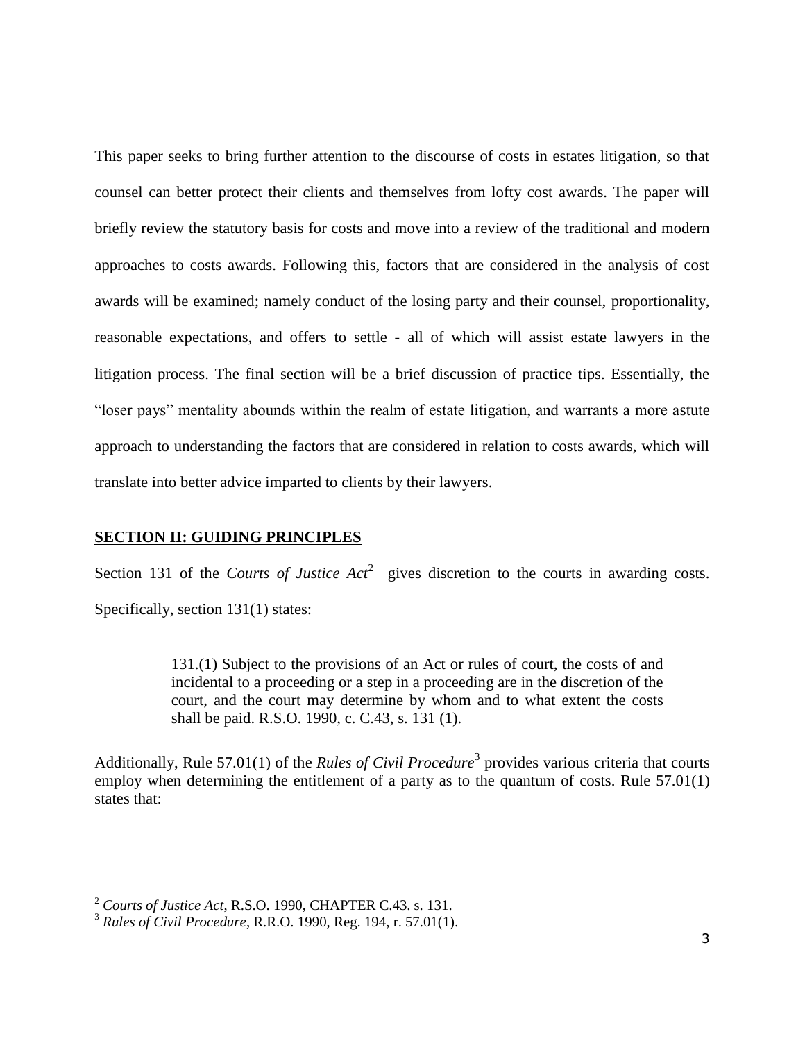This paper seeks to bring further attention to the discourse of costs in estates litigation, so that counsel can better protect their clients and themselves from lofty cost awards. The paper will briefly review the statutory basis for costs and move into a review of the traditional and modern approaches to costs awards. Following this, factors that are considered in the analysis of cost awards will be examined; namely conduct of the losing party and their counsel, proportionality, reasonable expectations, and offers to settle - all of which will assist estate lawyers in the litigation process. The final section will be a brief discussion of practice tips. Essentially, the "loser pays" mentality abounds within the realm of estate litigation, and warrants a more astute approach to understanding the factors that are considered in relation to costs awards, which will translate into better advice imparted to clients by their lawyers.

## SECTION II: GUIDING PRINCIPLES

Section 131 of the *Courts of Justice Act*[2] gives discretion to the courts in awarding costs. Specifically, section 131(1) states:

> 131.(1) Subject to the provisions of an Act or rules of court, the costs of and incidental to a proceeding or a step in a proceeding are in the discretion of the court, and the court may determine by whom and to what extent the costs shall be paid. R.S.O. 1990, c. C.43, s. 131 (1).

Additionally, Rule 57.01(1) of the *Rules of Civil Procedure*[3] provides various criteria that courts employ when determining the entitlement of a party as to the quantum of costs. Rule 57.01(1) states that:

---

[2] *Courts of Justice Act*, R.S.O. 1990, CHAPTER C.43. s. 131.

[3] *Rules of Civil Procedure*, R.R.O. 1990, Reg. 194, r. 57.01(1).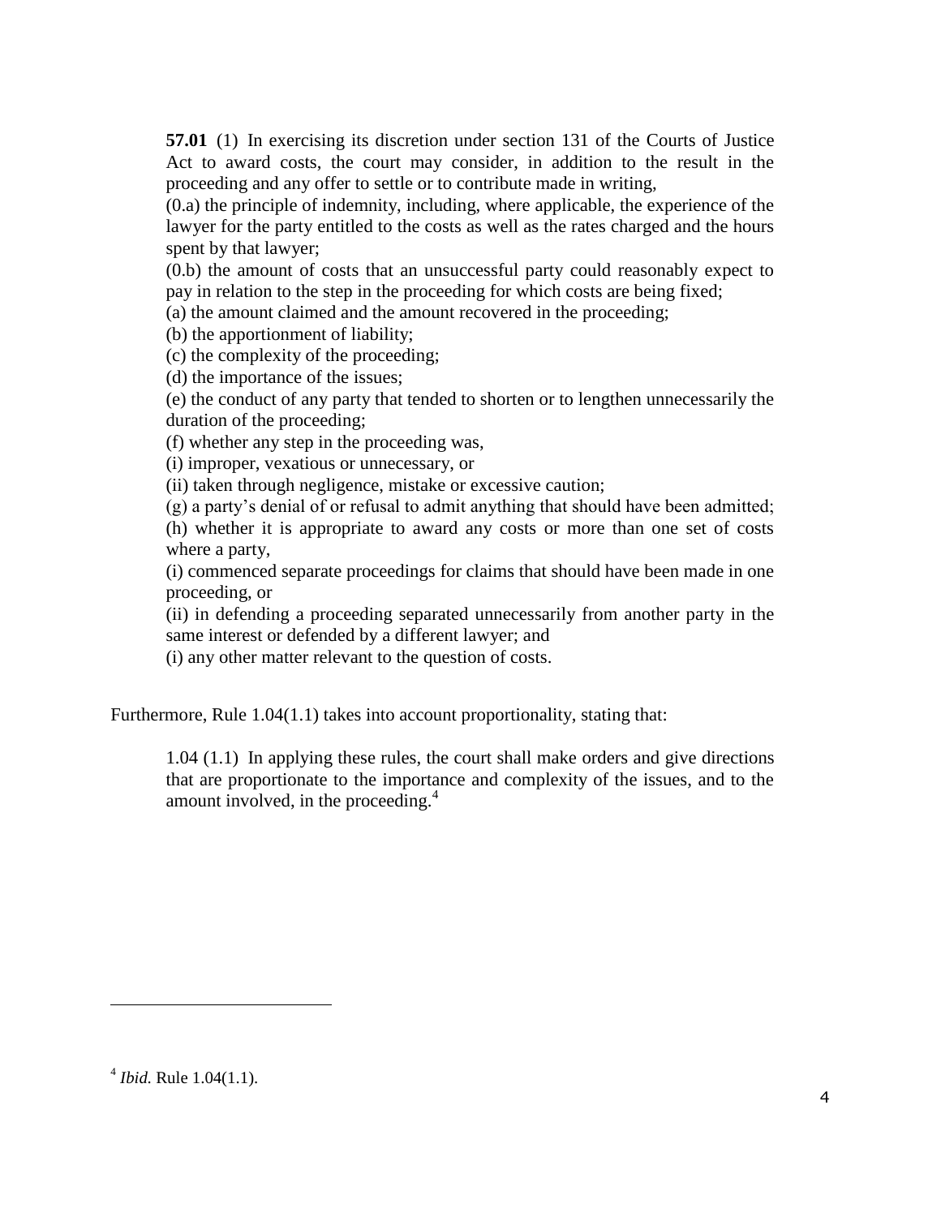> **57.01** (1) In exercising its discretion under section 131 of the Courts of Justice Act to award costs, the court may consider, in addition to the result in the proceeding and any offer to settle or to contribute made in writing,
> (0.a) the principle of indemnity, including, where applicable, the experience of the lawyer for the party entitled to the costs as well as the rates charged and the hours spent by that lawyer;
> (0.b) the amount of costs that an unsuccessful party could reasonably expect to pay in relation to the step in the proceeding for which costs are being fixed;
> (a) the amount claimed and the amount recovered in the proceeding;
> (b) the apportionment of liability;
> (c) the complexity of the proceeding;
> (d) the importance of the issues;
> (e) the conduct of any party that tended to shorten or to lengthen unnecessarily the duration of the proceeding;
> (f) whether any step in the proceeding was,
> (i) improper, vexatious or unnecessary, or
> (ii) taken through negligence, mistake or excessive caution;
> (g) a party's denial of or refusal to admit anything that should have been admitted;
> (h) whether it is appropriate to award any costs or more than one set of costs where a party,
> (i) commenced separate proceedings for claims that should have been made in one proceeding, or
> (ii) in defending a proceeding separated unnecessarily from another party in the same interest or defended by a different lawyer; and
> (i) any other matter relevant to the question of costs.

Furthermore, Rule 1.04(1.1) takes into account proportionality, stating that:

> 1.04 (1.1) In applying these rules, the court shall make orders and give directions that are proportionate to the importance and complexity of the issues, and to the amount involved, in the proceeding.[4]

---

[4] *Ibid.* Rule 1.04(1.1).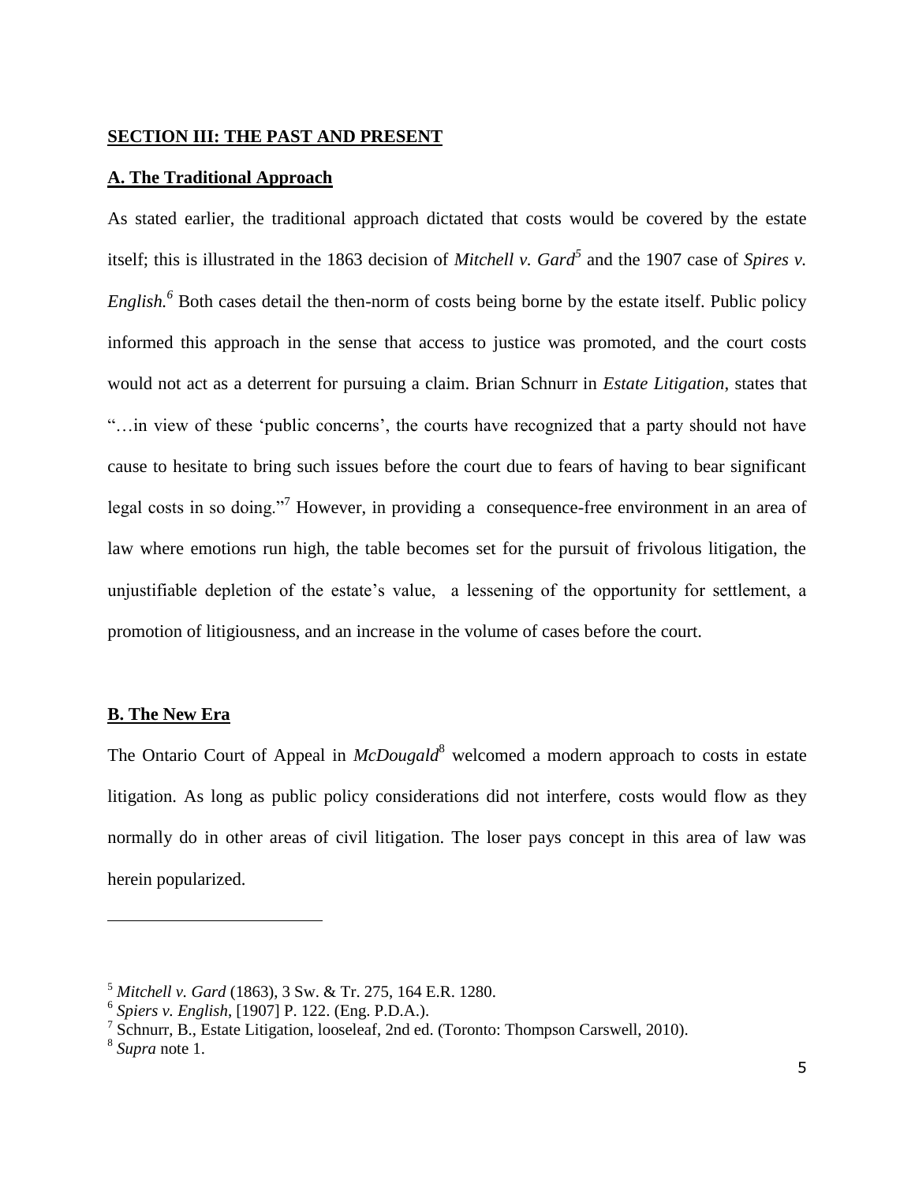## SECTION III: THE PAST AND PRESENT

### A. The Traditional Approach

As stated earlier, the traditional approach dictated that costs would be covered by the estate itself; this is illustrated in the 1863 decision of *Mitchell v. Gard*[5] and the 1907 case of *Spires v. English.*[6] Both cases detail the then-norm of costs being borne by the estate itself. Public policy informed this approach in the sense that access to justice was promoted, and the court costs would not act as a deterrent for pursuing a claim. Brian Schnurr in *Estate Litigation*, states that "…in view of these 'public concerns', the courts have recognized that a party should not have cause to hesitate to bring such issues before the court due to fears of having to bear significant legal costs in so doing."[7] However, in providing a consequence-free environment in an area of law where emotions run high, the table becomes set for the pursuit of frivolous litigation, the unjustifiable depletion of the estate's value, a lessening of the opportunity for settlement, a promotion of litigiousness, and an increase in the volume of cases before the court.

### B. The New Era

The Ontario Court of Appeal in *McDougald*[8] welcomed a modern approach to costs in estate litigation. As long as public policy considerations did not interfere, costs would flow as they normally do in other areas of civil litigation. The loser pays concept in this area of law was herein popularized.

---

[5] *Mitchell v. Gard* (1863), 3 Sw. & Tr. 275, 164 E.R. 1280.

[6] *Spiers v. English*, [1907] P. 122. (Eng. P.D.A.).

[7] Schnurr, B., Estate Litigation, looseleaf, 2nd ed. (Toronto: Thompson Carswell, 2010).

[8] *Supra* note 1.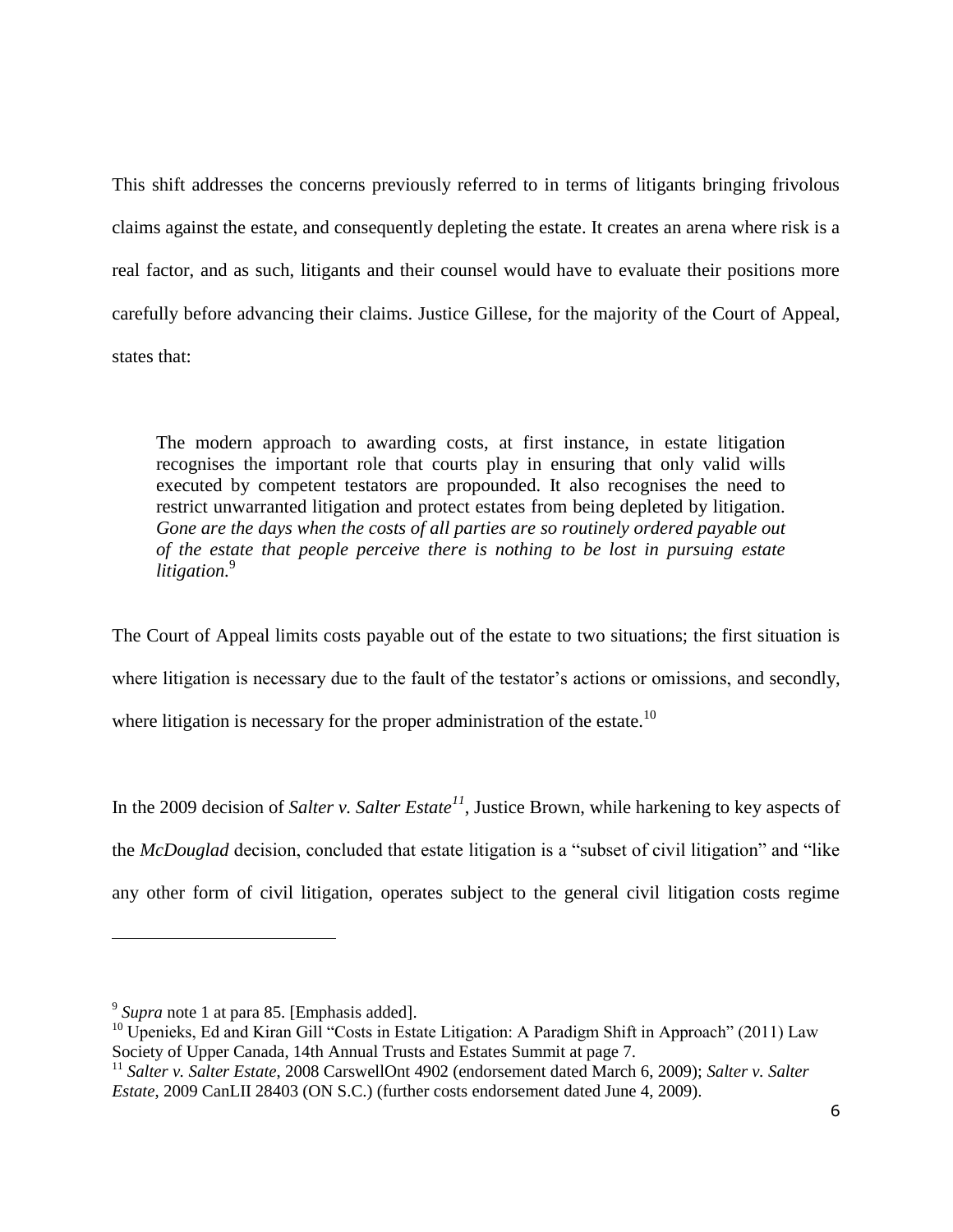This shift addresses the concerns previously referred to in terms of litigants bringing frivolous claims against the estate, and consequently depleting the estate. It creates an arena where risk is a real factor, and as such, litigants and their counsel would have to evaluate their positions more carefully before advancing their claims. Justice Gillese, for the majority of the Court of Appeal, states that:

> The modern approach to awarding costs, at first instance, in estate litigation recognises the important role that courts play in ensuring that only valid wills executed by competent testators are propounded. It also recognises the need to restrict unwarranted litigation and protect estates from being depleted by litigation. *Gone are the days when the costs of all parties are so routinely ordered payable out of the estate that people perceive there is nothing to be lost in pursuing estate litigation.*[9]

The Court of Appeal limits costs payable out of the estate to two situations; the first situation is where litigation is necessary due to the fault of the testator's actions or omissions, and secondly, where litigation is necessary for the proper administration of the estate.[10]

In the 2009 decision of *Salter v. Salter Estate*[11], Justice Brown, while harkening to key aspects of the *McDouglad* decision, concluded that estate litigation is a "subset of civil litigation" and "like any other form of civil litigation, operates subject to the general civil litigation costs regime

---

[9] *Supra* note 1 at para 85. [Emphasis added].

[10] Upenieks, Ed and Kiran Gill "Costs in Estate Litigation: A Paradigm Shift in Approach" (2011) Law Society of Upper Canada, 14th Annual Trusts and Estates Summit at page 7.

[11] *Salter v. Salter Estate*, 2008 CarswellOnt 4902 (endorsement dated March 6, 2009); *Salter v. Salter Estate*, 2009 CanLII 28403 (ON S.C.) (further costs endorsement dated June 4, 2009).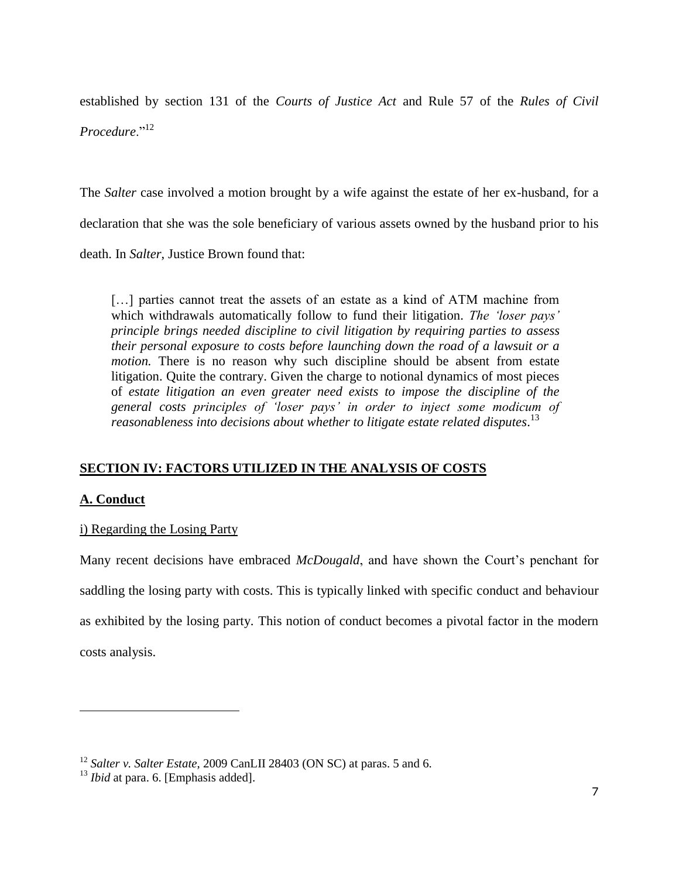established by section 131 of the *Courts of Justice Act* and Rule 57 of the *Rules of Civil Procedure*."[12]

The *Salter* case involved a motion brought by a wife against the estate of her ex-husband, for a declaration that she was the sole beneficiary of various assets owned by the husband prior to his death. In *Salter*, Justice Brown found that:

> […] parties cannot treat the assets of an estate as a kind of ATM machine from which withdrawals automatically follow to fund their litigation. *The 'loser pays' principle brings needed discipline to civil litigation by requiring parties to assess their personal exposure to costs before launching down the road of a lawsuit or a motion.* There is no reason why such discipline should be absent from estate litigation. Quite the contrary. Given the charge to notional dynamics of most pieces of *estate litigation an even greater need exists to impose the discipline of the general costs principles of 'loser pays' in order to inject some modicum of reasonableness into decisions about whether to litigate estate related disputes*.[13]

## SECTION IV: FACTORS UTILIZED IN THE ANALYSIS OF COSTS

### A. Conduct

#### i) Regarding the Losing Party

Many recent decisions have embraced *McDougald*, and have shown the Court's penchant for saddling the losing party with costs. This is typically linked with specific conduct and behaviour as exhibited by the losing party. This notion of conduct becomes a pivotal factor in the modern costs analysis.

---

[12] *Salter v. Salter Estate*, 2009 CanLII 28403 (ON SC) at paras. 5 and 6.

[13] *Ibid* at para. 6. [Emphasis added].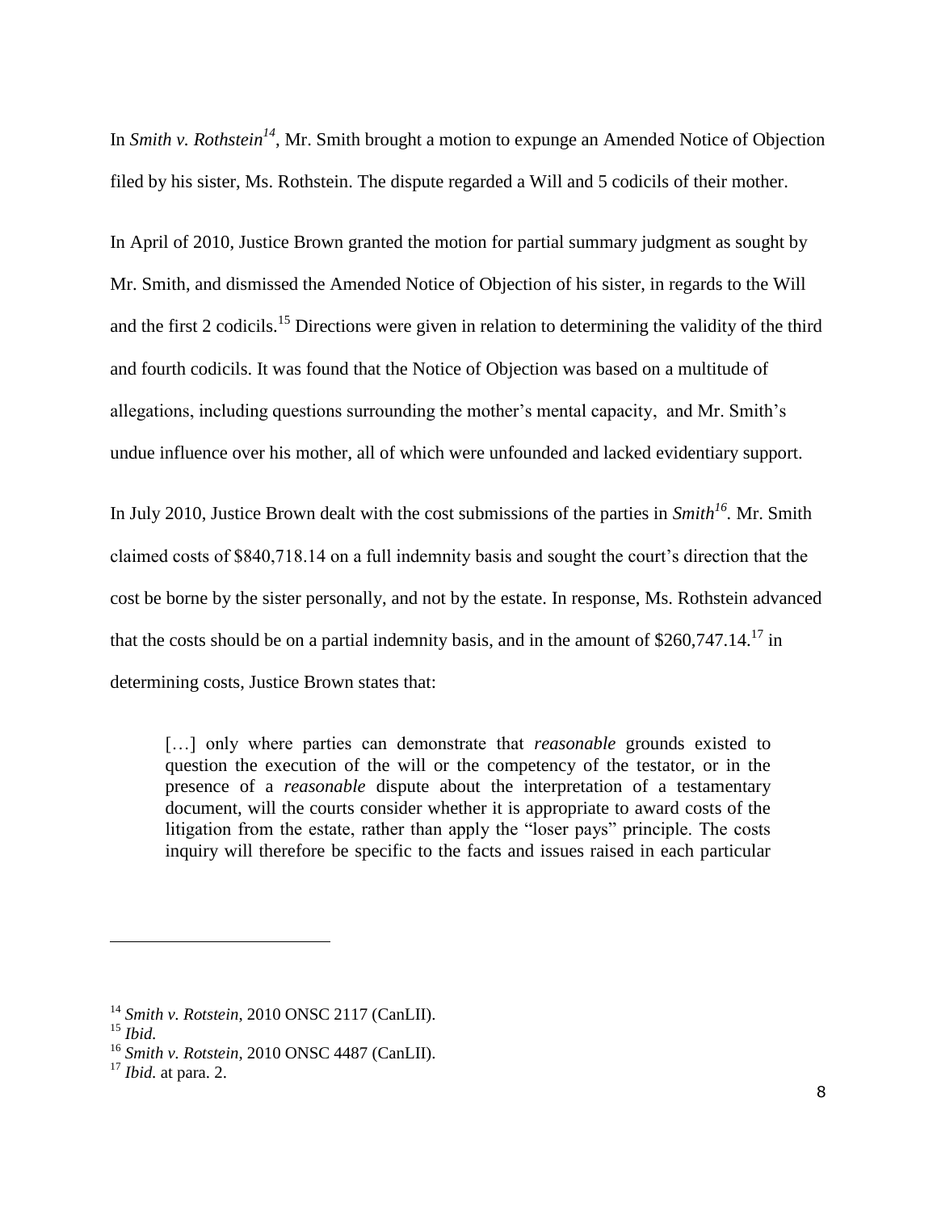In *Smith v. Rothstein*[14], Mr. Smith brought a motion to expunge an Amended Notice of Objection filed by his sister, Ms. Rothstein. The dispute regarded a Will and 5 codicils of their mother.

In April of 2010, Justice Brown granted the motion for partial summary judgment as sought by Mr. Smith, and dismissed the Amended Notice of Objection of his sister, in regards to the Will and the first 2 codicils.[15] Directions were given in relation to determining the validity of the third and fourth codicils. It was found that the Notice of Objection was based on a multitude of allegations, including questions surrounding the mother's mental capacity, and Mr. Smith's undue influence over his mother, all of which were unfounded and lacked evidentiary support.

In July 2010, Justice Brown dealt with the cost submissions of the parties in *Smith*[16]. Mr. Smith claimed costs of $840,718.14 on a full indemnity basis and sought the court's direction that the cost be borne by the sister personally, and not by the estate. In response, Ms. Rothstein advanced that the costs should be on a partial indemnity basis, and in the amount of $260,747.14.[17] in determining costs, Justice Brown states that:

> […] only where parties can demonstrate that *reasonable* grounds existed to question the execution of the will or the competency of the testator, or in the presence of a *reasonable* dispute about the interpretation of a testamentary document, will the courts consider whether it is appropriate to award costs of the litigation from the estate, rather than apply the "loser pays" principle. The costs inquiry will therefore be specific to the facts and issues raised in each particular

---

[14] *Smith v. Rotstein*, 2010 ONSC 2117 (CanLII).
[15] *Ibid.*
[16] *Smith v. Rotstein*, 2010 ONSC 4487 (CanLII).
[17] *Ibid.* at para. 2.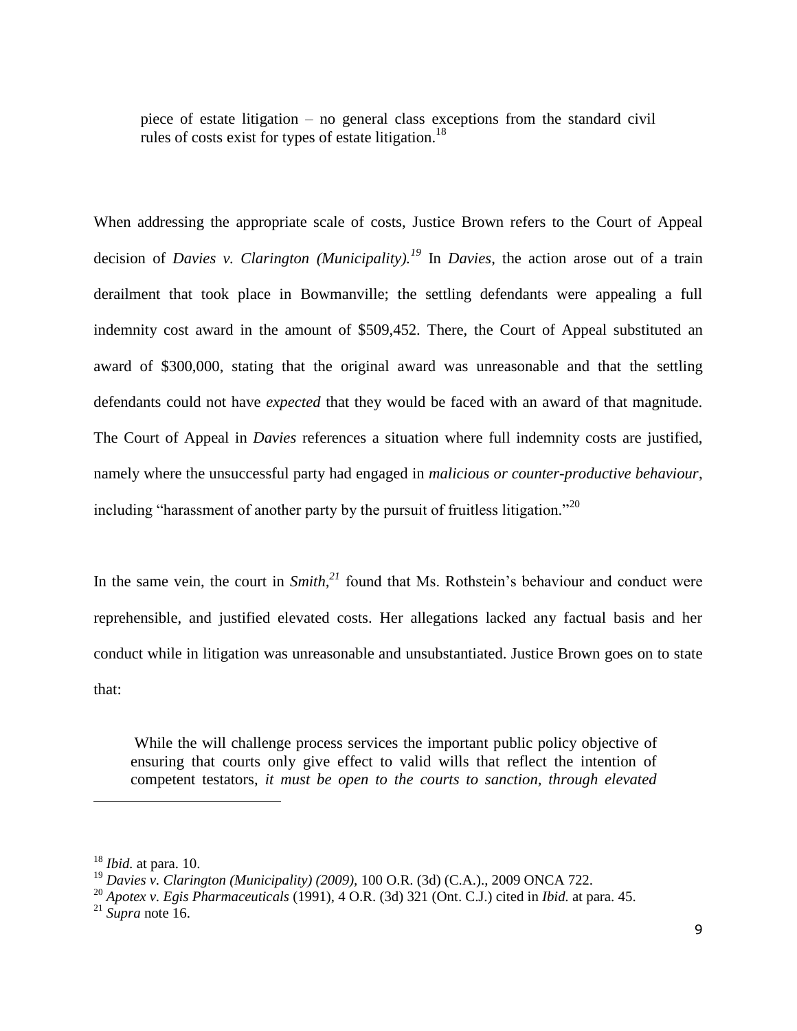> piece of estate litigation – no general class exceptions from the standard civil rules of costs exist for types of estate litigation.[18]

When addressing the appropriate scale of costs, Justice Brown refers to the Court of Appeal decision of *Davies v. Clarington (Municipality).*[19] In *Davies*, the action arose out of a train derailment that took place in Bowmanville; the settling defendants were appealing a full indemnity cost award in the amount of $509,452. There, the Court of Appeal substituted an award of $300,000, stating that the original award was unreasonable and that the settling defendants could not have *expected* that they would be faced with an award of that magnitude. The Court of Appeal in *Davies* references a situation where full indemnity costs are justified, namely where the unsuccessful party had engaged in *malicious or counter-productive behaviour*, including "harassment of another party by the pursuit of fruitless litigation."[20]

In the same vein, the court in *Smith*,[21] found that Ms. Rothstein's behaviour and conduct were reprehensible, and justified elevated costs. Her allegations lacked any factual basis and her conduct while in litigation was unreasonable and unsubstantiated. Justice Brown goes on to state that:

> While the will challenge process services the important public policy objective of ensuring that courts only give effect to valid wills that reflect the intention of competent testators, *it must be open to the courts to sanction, through elevated*

---

[18] *Ibid.* at para. 10.

[19] *Davies v. Clarington (Municipality) (2009)*, 100 O.R. (3d) (C.A.)., 2009 ONCA 722.

[20] *Apotex v. Egis Pharmaceuticals* (1991), 4 O.R. (3d) 321 (Ont. C.J.) cited in *Ibid.* at para. 45.

[21] *Supra* note 16.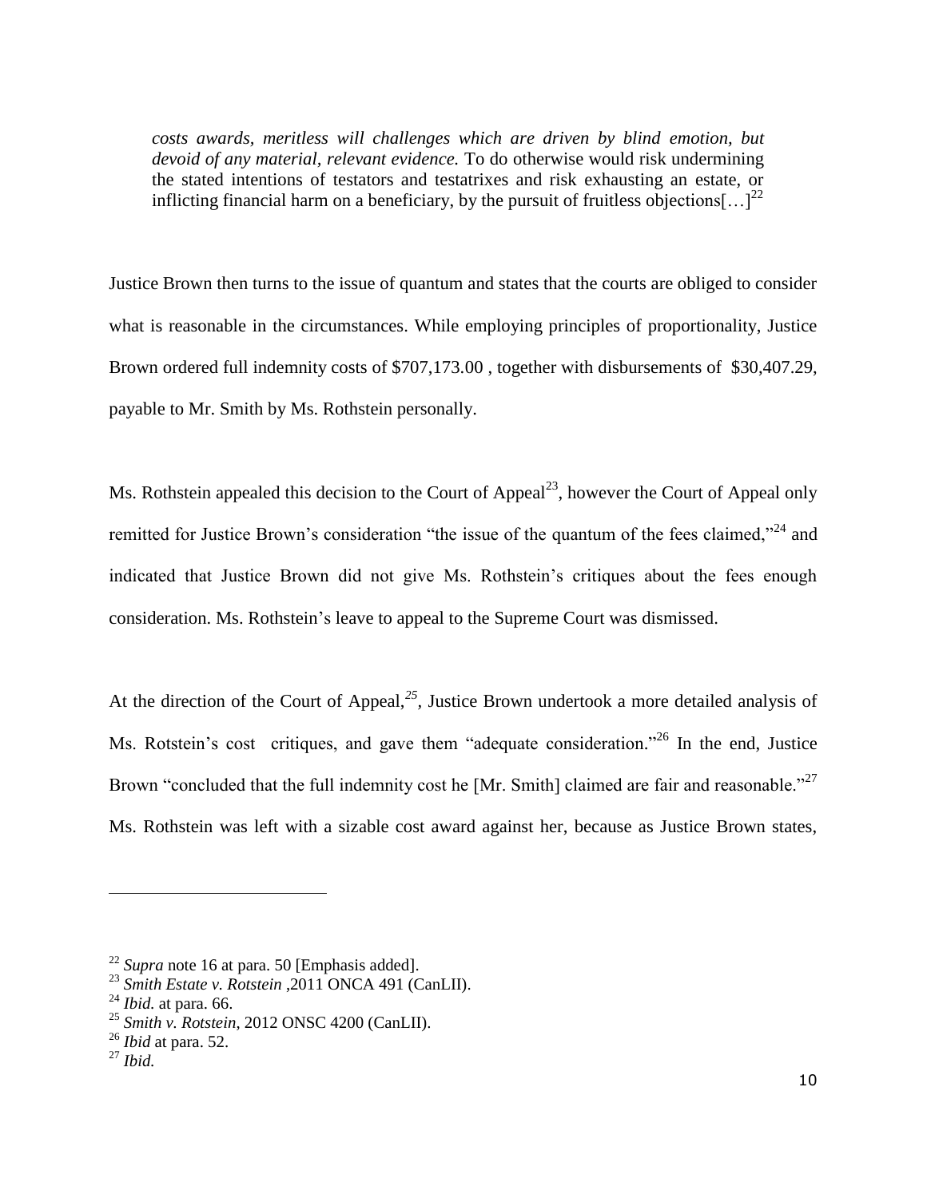> *costs awards, meritless will challenges which are driven by blind emotion, but devoid of any material, relevant evidence.* To do otherwise would risk undermining the stated intentions of testators and testatrixes and risk exhausting an estate, or inflicting financial harm on a beneficiary, by the pursuit of fruitless objections[…][22]

Justice Brown then turns to the issue of quantum and states that the courts are obliged to consider what is reasonable in the circumstances. While employing principles of proportionality, Justice Brown ordered full indemnity costs of $707,173.00 , together with disbursements of $30,407.29, payable to Mr. Smith by Ms. Rothstein personally.

Ms. Rothstein appealed this decision to the Court of Appeal[23], however the Court of Appeal only remitted for Justice Brown's consideration "the issue of the quantum of the fees claimed,"[24] and indicated that Justice Brown did not give Ms. Rothstein's critiques about the fees enough consideration. Ms. Rothstein's leave to appeal to the Supreme Court was dismissed.

At the direction of the Court of Appeal,[25], Justice Brown undertook a more detailed analysis of Ms. Rotstein's cost critiques, and gave them "adequate consideration."[26] In the end, Justice Brown "concluded that the full indemnity cost he [Mr. Smith] claimed are fair and reasonable."[27] Ms. Rothstein was left with a sizable cost award against her, because as Justice Brown states,

---

[22] *Supra* note 16 at para. 50 [Emphasis added].

[23] *Smith Estate v. Rotstein* ,2011 ONCA 491 (CanLII).

[24] *Ibid.* at para. 66.

[25] *Smith v. Rotstein*, 2012 ONSC 4200 (CanLII).

[26] *Ibid* at para. 52.

[27] *Ibid.*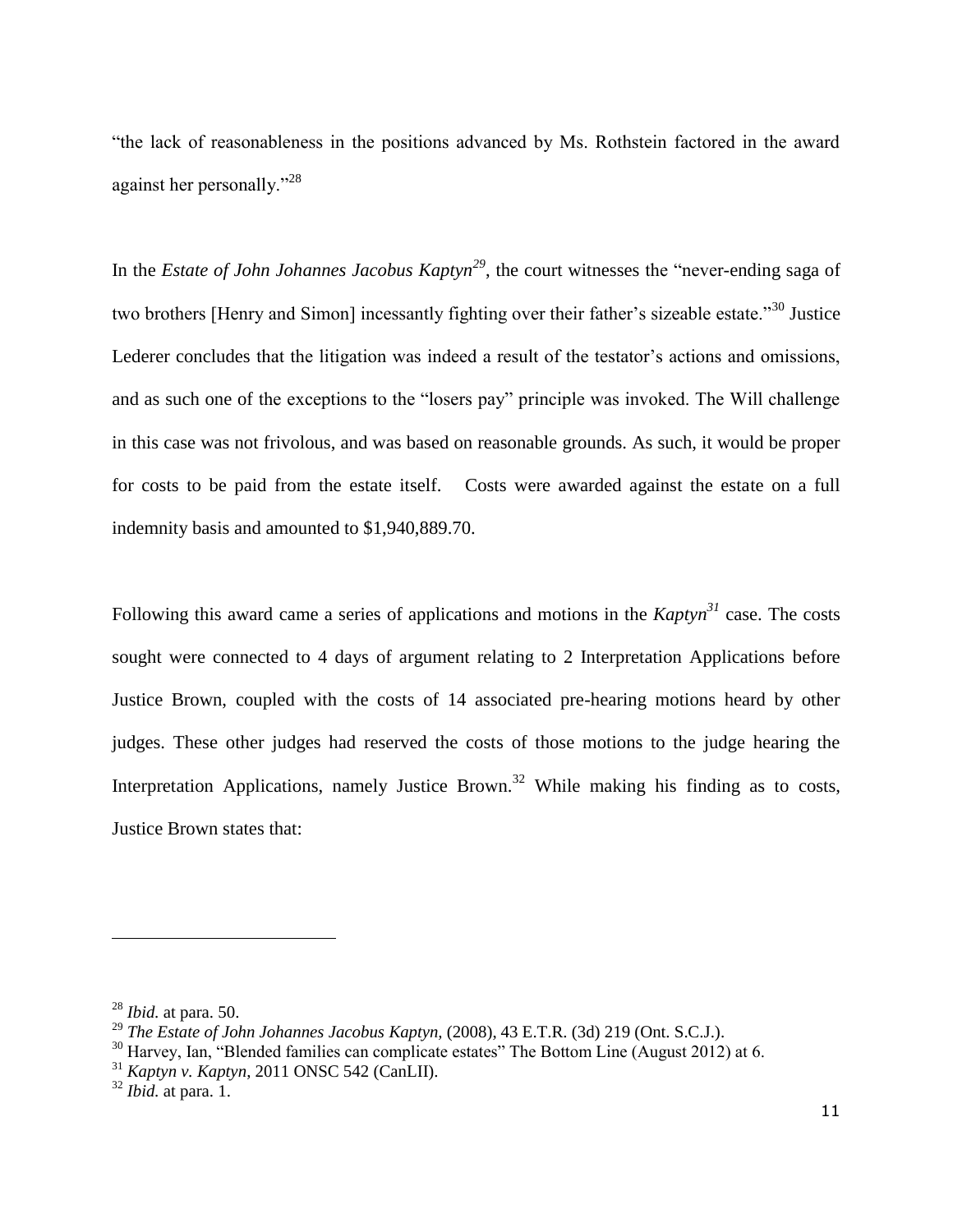"the lack of reasonableness in the positions advanced by Ms. Rothstein factored in the award against her personally."[28]

In the *Estate of John Johannes Jacobus Kaptyn*[29], the court witnesses the "never-ending saga of two brothers [Henry and Simon] incessantly fighting over their father's sizeable estate."[30] Justice Lederer concludes that the litigation was indeed a result of the testator's actions and omissions, and as such one of the exceptions to the "losers pay" principle was invoked. The Will challenge in this case was not frivolous, and was based on reasonable grounds. As such, it would be proper for costs to be paid from the estate itself. Costs were awarded against the estate on a full indemnity basis and amounted to $1,940,889.70.

Following this award came a series of applications and motions in the *Kaptyn*[31] case. The costs sought were connected to 4 days of argument relating to 2 Interpretation Applications before Justice Brown, coupled with the costs of 14 associated pre-hearing motions heard by other judges. These other judges had reserved the costs of those motions to the judge hearing the Interpretation Applications, namely Justice Brown.[32] While making his finding as to costs, Justice Brown states that:

---

[28] *Ibid.* at para. 50.

[29] *The Estate of John Johannes Jacobus Kaptyn,* (2008), 43 E.T.R. (3d) 219 (Ont. S.C.J.).

[30] Harvey, Ian, "Blended families can complicate estates" The Bottom Line (August 2012) at 6.

[31] *Kaptyn v. Kaptyn*, 2011 ONSC 542 (CanLII).

[32] *Ibid.* at para. 1.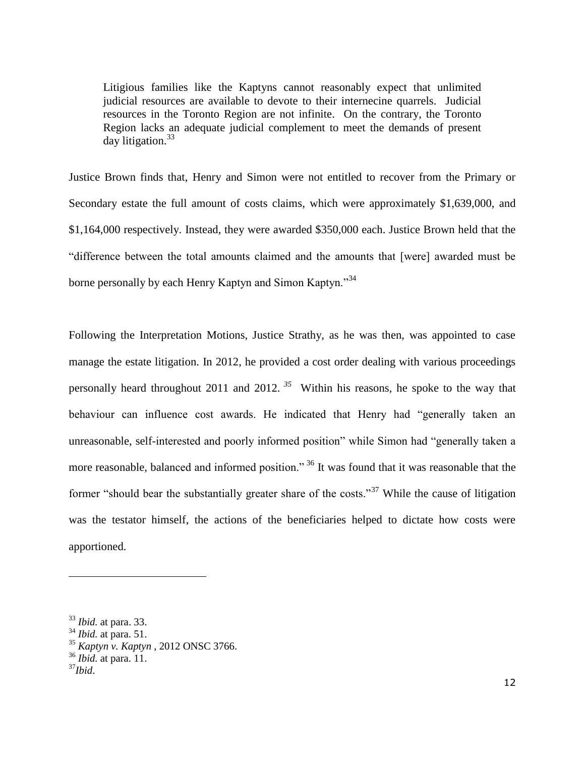> Litigious families like the Kaptyns cannot reasonably expect that unlimited judicial resources are available to devote to their internecine quarrels. Judicial resources in the Toronto Region are not infinite. On the contrary, the Toronto Region lacks an adequate judicial complement to meet the demands of present day litigation.[33]

Justice Brown finds that, Henry and Simon were not entitled to recover from the Primary or Secondary estate the full amount of costs claims, which were approximately $1,639,000, and $1,164,000 respectively. Instead, they were awarded $350,000 each. Justice Brown held that the "difference between the total amounts claimed and the amounts that [were] awarded must be borne personally by each Henry Kaptyn and Simon Kaptyn."[34]

Following the Interpretation Motions, Justice Strathy, as he was then, was appointed to case manage the estate litigation. In 2012, he provided a cost order dealing with various proceedings personally heard throughout 2011 and 2012.[35] Within his reasons, he spoke to the way that behaviour can influence cost awards. He indicated that Henry had "generally taken an unreasonable, self-interested and poorly informed position" while Simon had "generally taken a more reasonable, balanced and informed position."[36] It was found that it was reasonable that the former "should bear the substantially greater share of the costs."[37] While the cause of litigation was the testator himself, the actions of the beneficiaries helped to dictate how costs were apportioned.

---

[33] *Ibid.* at para. 33.
[34] *Ibid.* at para. 51.
[35] *Kaptyn v. Kaptyn* , 2012 ONSC 3766.
[36] *Ibid.* at para. 11.
[37] *Ibid*.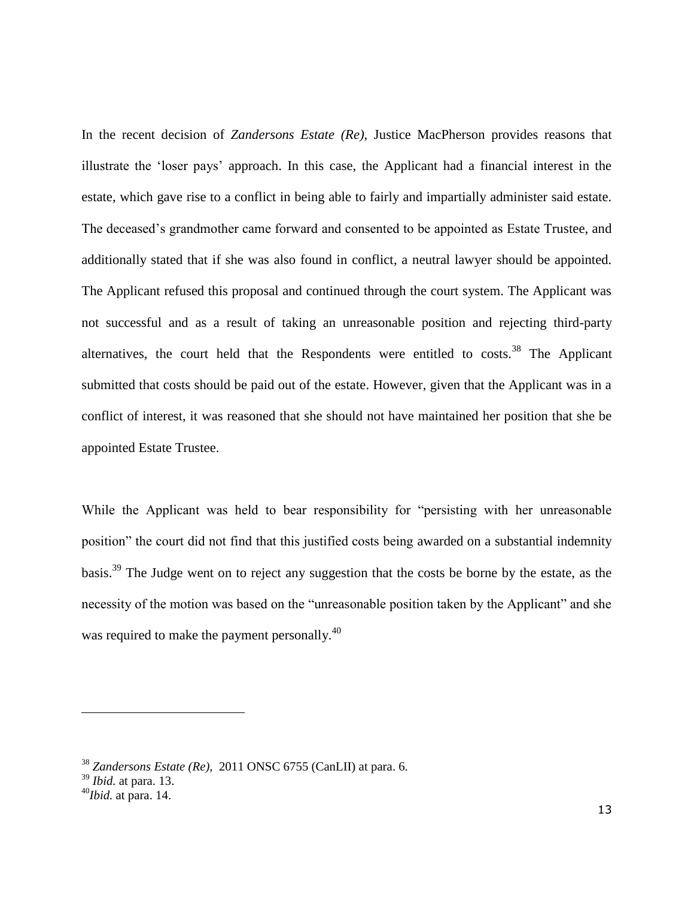In the recent decision of *Zandersons Estate (Re)*, Justice MacPherson provides reasons that illustrate the 'loser pays' approach. In this case, the Applicant had a financial interest in the estate, which gave rise to a conflict in being able to fairly and impartially administer said estate. The deceased's grandmother came forward and consented to be appointed as Estate Trustee, and additionally stated that if she was also found in conflict, a neutral lawyer should be appointed. The Applicant refused this proposal and continued through the court system. The Applicant was not successful and as a result of taking an unreasonable position and rejecting third-party alternatives, the court held that the Respondents were entitled to costs.[38] The Applicant submitted that costs should be paid out of the estate. However, given that the Applicant was in a conflict of interest, it was reasoned that she should not have maintained her position that she be appointed Estate Trustee.

While the Applicant was held to bear responsibility for "persisting with her unreasonable position" the court did not find that this justified costs being awarded on a substantial indemnity basis.[39] The Judge went on to reject any suggestion that the costs be borne by the estate, as the necessity of the motion was based on the "unreasonable position taken by the Applicant" and she was required to make the payment personally.[40]

---

[38] *Zandersons Estate (Re)*, 2011 ONSC 6755 (CanLII) at para. 6.

[39] *Ibid.* at para. 13.

[40] *Ibid.* at para. 14.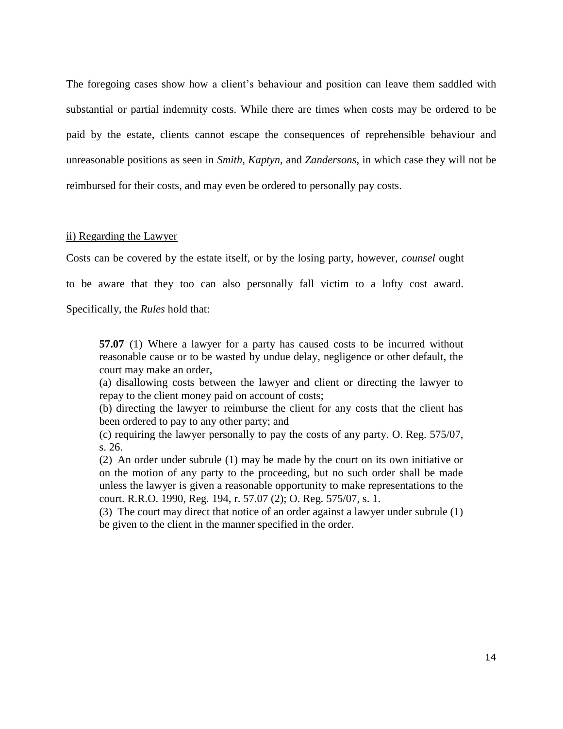The foregoing cases show how a client's behaviour and position can leave them saddled with substantial or partial indemnity costs. While there are times when costs may be ordered to be paid by the estate, clients cannot escape the consequences of reprehensible behaviour and unreasonable positions as seen in *Smith, Kaptyn,* and *Zandersons*, in which case they will not be reimbursed for their costs, and may even be ordered to personally pay costs.

ii) Regarding the Lawyer

Costs can be covered by the estate itself, or by the losing party, however, *counsel* ought to be aware that they too can also personally fall victim to a lofty cost award. Specifically, the *Rules* hold that:

> **57.07** (1) Where a lawyer for a party has caused costs to be incurred without reasonable cause or to be wasted by undue delay, negligence or other default, the court may make an order,
> (a) disallowing costs between the lawyer and client or directing the lawyer to repay to the client money paid on account of costs;
> (b) directing the lawyer to reimburse the client for any costs that the client has been ordered to pay to any other party; and
> (c) requiring the lawyer personally to pay the costs of any party. O. Reg. 575/07, s. 26.
> (2) An order under subrule (1) may be made by the court on its own initiative or on the motion of any party to the proceeding, but no such order shall be made unless the lawyer is given a reasonable opportunity to make representations to the court. R.R.O. 1990, Reg. 194, r. 57.07 (2); O. Reg. 575/07, s. 1.
> (3) The court may direct that notice of an order against a lawyer under subrule (1) be given to the client in the manner specified in the order.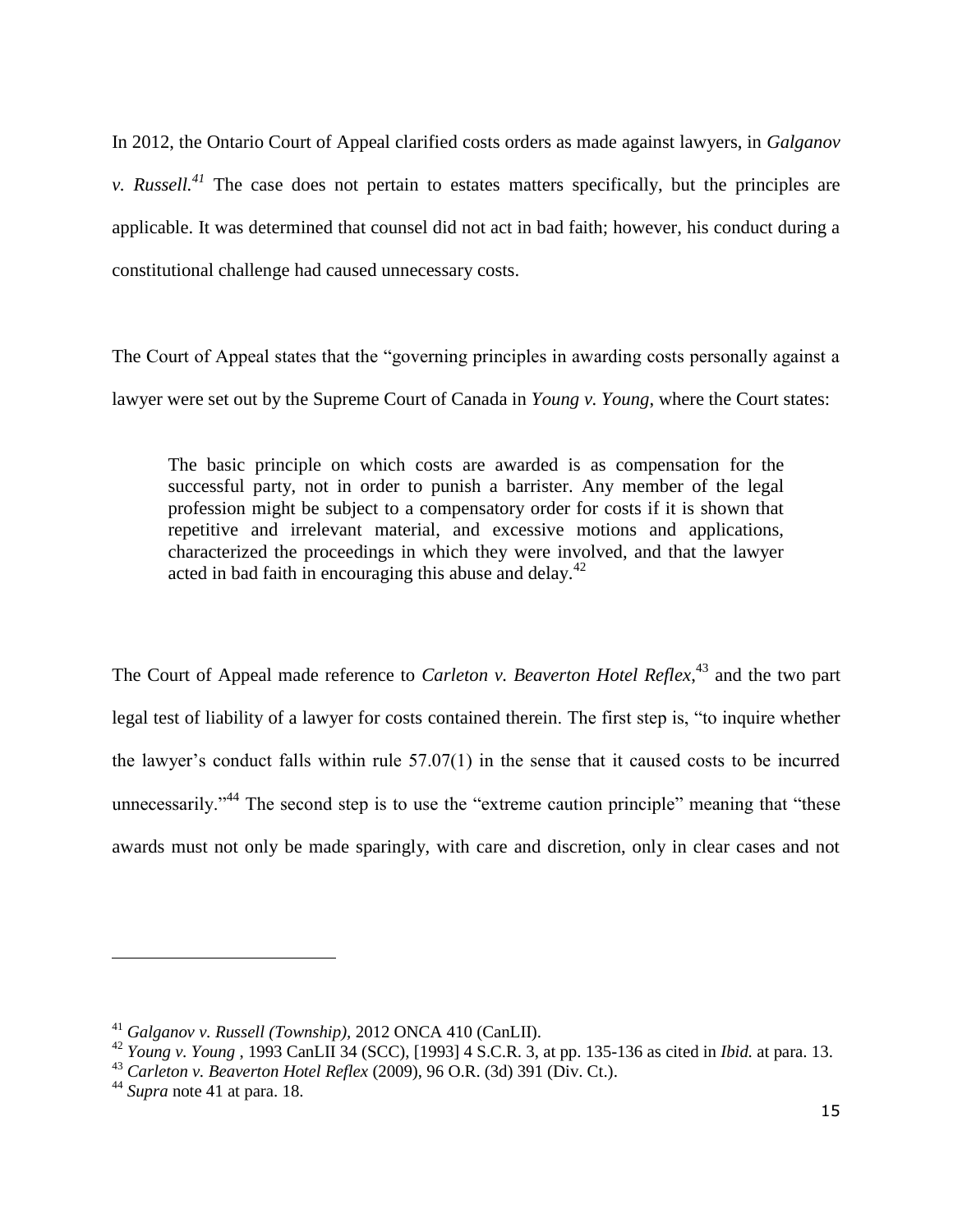In 2012, the Ontario Court of Appeal clarified costs orders as made against lawyers, in *Galganov v. Russell.*[41] The case does not pertain to estates matters specifically, but the principles are applicable. It was determined that counsel did not act in bad faith; however, his conduct during a constitutional challenge had caused unnecessary costs.

The Court of Appeal states that the "governing principles in awarding costs personally against a lawyer were set out by the Supreme Court of Canada in *Young v. Young*, where the Court states:

> The basic principle on which costs are awarded is as compensation for the successful party, not in order to punish a barrister. Any member of the legal profession might be subject to a compensatory order for costs if it is shown that repetitive and irrelevant material, and excessive motions and applications, characterized the proceedings in which they were involved, and that the lawyer acted in bad faith in encouraging this abuse and delay.[42]

The Court of Appeal made reference to *Carleton v. Beaverton Hotel Reflex*,[43] and the two part legal test of liability of a lawyer for costs contained therein. The first step is, "to inquire whether the lawyer's conduct falls within rule 57.07(1) in the sense that it caused costs to be incurred unnecessarily."[44] The second step is to use the "extreme caution principle" meaning that "these awards must not only be made sparingly, with care and discretion, only in clear cases and not

---

[41] *Galganov v. Russell (Township)*, 2012 ONCA 410 (CanLII).

[42] *Young v. Young* , 1993 CanLII 34 (SCC), [1993] 4 S.C.R. 3, at pp. 135-136 as cited in *Ibid.* at para. 13.

[43] *Carleton v. Beaverton Hotel Reflex* (2009), 96 O.R. (3d) 391 (Div. Ct.).

[44] *Supra* note 41 at para. 18.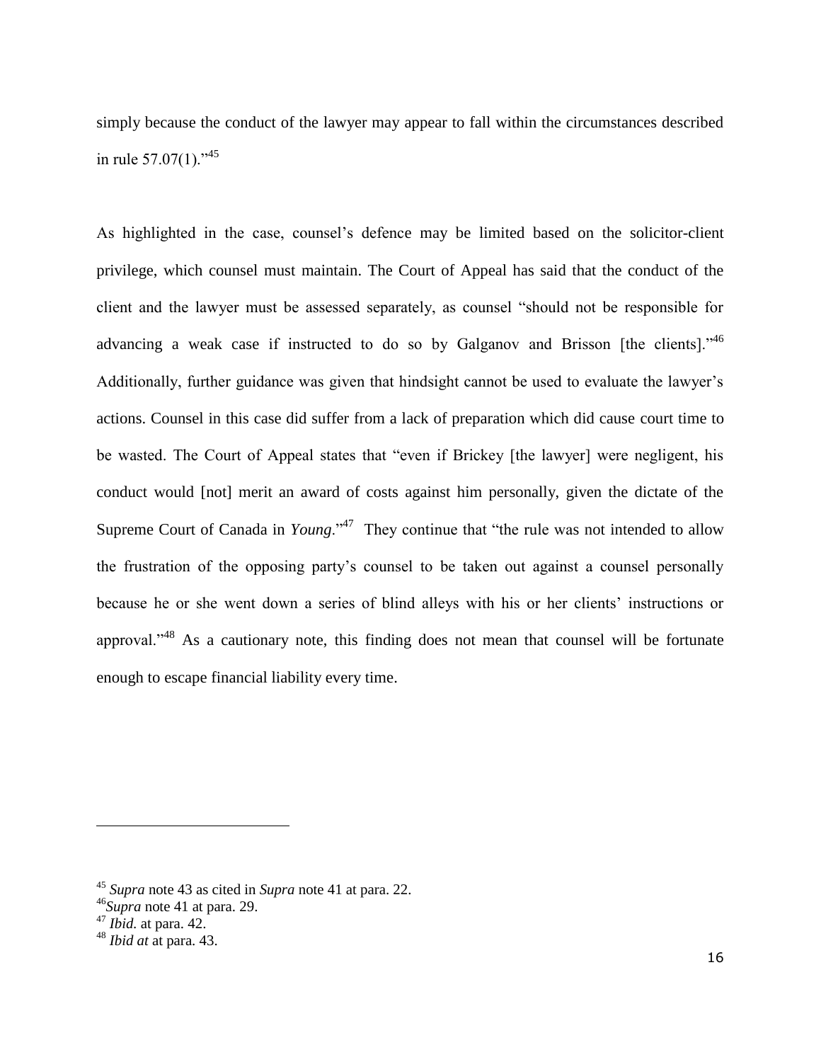simply because the conduct of the lawyer may appear to fall within the circumstances described in rule 57.07(1)."[45]

As highlighted in the case, counsel's defence may be limited based on the solicitor-client privilege, which counsel must maintain. The Court of Appeal has said that the conduct of the client and the lawyer must be assessed separately, as counsel "should not be responsible for advancing a weak case if instructed to do so by Galganov and Brisson [the clients]."[46] Additionally, further guidance was given that hindsight cannot be used to evaluate the lawyer's actions. Counsel in this case did suffer from a lack of preparation which did cause court time to be wasted. The Court of Appeal states that "even if Brickey [the lawyer] were negligent, his conduct would [not] merit an award of costs against him personally, given the dictate of the Supreme Court of Canada in *Young*."[47] They continue that "the rule was not intended to allow the frustration of the opposing party's counsel to be taken out against a counsel personally because he or she went down a series of blind alleys with his or her clients' instructions or approval."[48] As a cautionary note, this finding does not mean that counsel will be fortunate enough to escape financial liability every time.

---

[45] *Supra* note 43 as cited in *Supra* note 41 at para. 22.
[46] *Supra* note 41 at para. 29.
[47] *Ibid.* at para. 42.
[48] *Ibid at* at para. 43.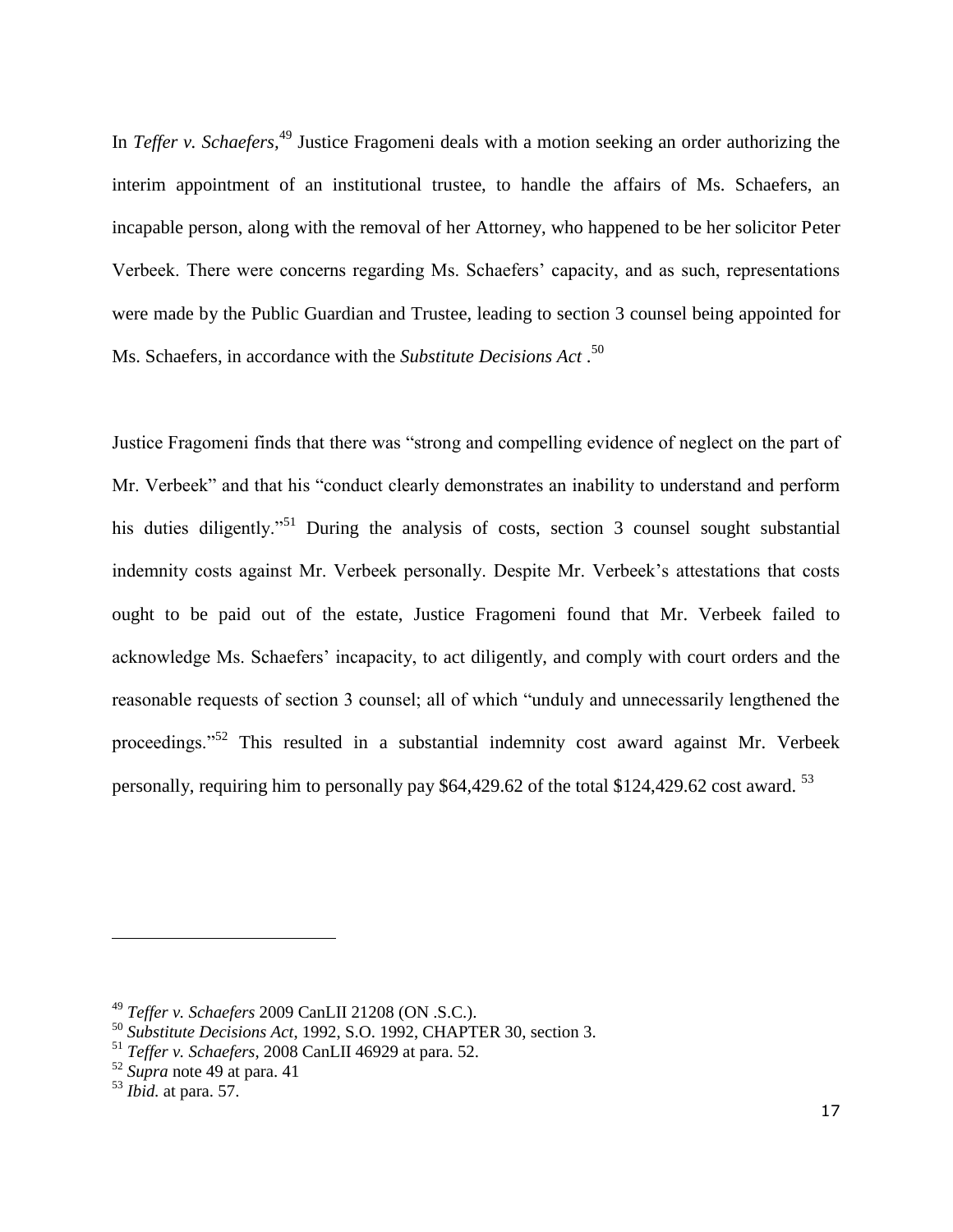In *Teffer v. Schaefers*,[49] Justice Fragomeni deals with a motion seeking an order authorizing the interim appointment of an institutional trustee, to handle the affairs of Ms. Schaefers, an incapable person, along with the removal of her Attorney, who happened to be her solicitor Peter Verbeek. There were concerns regarding Ms. Schaefers' capacity, and as such, representations were made by the Public Guardian and Trustee, leading to section 3 counsel being appointed for Ms. Schaefers, in accordance with the *Substitute Decisions Act* .[50]

Justice Fragomeni finds that there was "strong and compelling evidence of neglect on the part of Mr. Verbeek" and that his "conduct clearly demonstrates an inability to understand and perform his duties diligently."[51] During the analysis of costs, section 3 counsel sought substantial indemnity costs against Mr. Verbeek personally. Despite Mr. Verbeek's attestations that costs ought to be paid out of the estate, Justice Fragomeni found that Mr. Verbeek failed to acknowledge Ms. Schaefers' incapacity, to act diligently, and comply with court orders and the reasonable requests of section 3 counsel; all of which "unduly and unnecessarily lengthened the proceedings."[52] This resulted in a substantial indemnity cost award against Mr. Verbeek personally, requiring him to personally pay $64,429.62 of the total $124,429.62 cost award. [53]

---

[49] *Teffer v. Schaefers* 2009 CanLII 21208 (ON .S.C.).
[50] *Substitute Decisions Act*, 1992, S.O. 1992, CHAPTER 30, section 3.
[51] *Teffer v. Schaefers*, 2008 CanLII 46929 at para. 52.
[52] *Supra* note 49 at para. 41
[53] *Ibid.* at para. 57.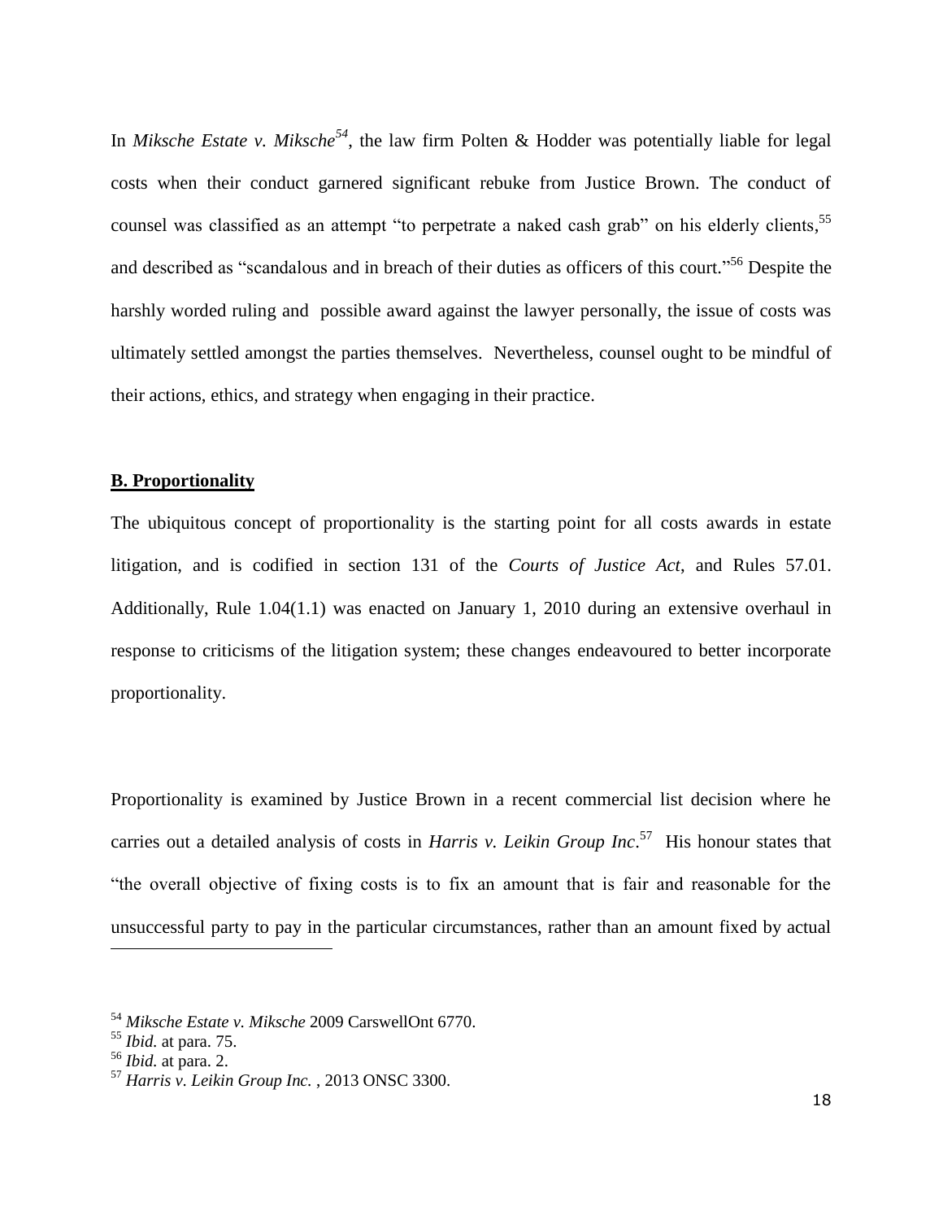In *Miksche Estate v. Miksche*[54], the law firm Polten & Hodder was potentially liable for legal costs when their conduct garnered significant rebuke from Justice Brown. The conduct of counsel was classified as an attempt "to perpetrate a naked cash grab" on his elderly clients,[55] and described as "scandalous and in breach of their duties as officers of this court."[56] Despite the harshly worded ruling and possible award against the lawyer personally, the issue of costs was ultimately settled amongst the parties themselves. Nevertheless, counsel ought to be mindful of their actions, ethics, and strategy when engaging in their practice.

**B. Proportionality**

The ubiquitous concept of proportionality is the starting point for all costs awards in estate litigation, and is codified in section 131 of the *Courts of Justice Act*, and Rules 57.01. Additionally, Rule 1.04(1.1) was enacted on January 1, 2010 during an extensive overhaul in response to criticisms of the litigation system; these changes endeavoured to better incorporate proportionality.

Proportionality is examined by Justice Brown in a recent commercial list decision where he carries out a detailed analysis of costs in *Harris v. Leikin Group Inc*.[57] His honour states that "the overall objective of fixing costs is to fix an amount that is fair and reasonable for the unsuccessful party to pay in the particular circumstances, rather than an amount fixed by actual

---

[54] *Miksche Estate v. Miksche* 2009 CarswellOnt 6770.

[55] *Ibid.* at para. 75.

[56] *Ibid.* at para. 2.

[57] *Harris v. Leikin Group Inc.* , 2013 ONSC 3300.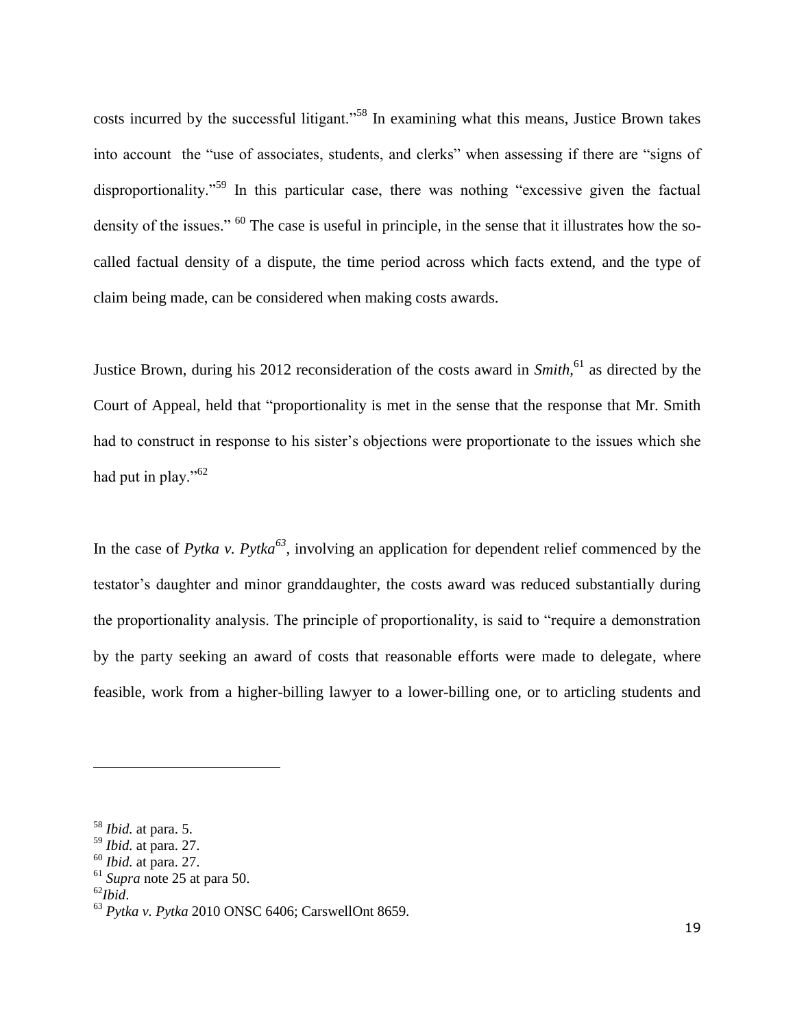costs incurred by the successful litigant."[58] In examining what this means, Justice Brown takes into account the "use of associates, students, and clerks" when assessing if there are "signs of disproportionality."[59] In this particular case, there was nothing "excessive given the factual density of the issues." [60] The case is useful in principle, in the sense that it illustrates how the so-called factual density of a dispute, the time period across which facts extend, and the type of claim being made, can be considered when making costs awards.

Justice Brown, during his 2012 reconsideration of the costs award in *Smith*,[61] as directed by the Court of Appeal, held that "proportionality is met in the sense that the response that Mr. Smith had to construct in response to his sister's objections were proportionate to the issues which she had put in play."[62]

In the case of *Pytka v. Pytka*[63], involving an application for dependent relief commenced by the testator's daughter and minor granddaughter, the costs award was reduced substantially during the proportionality analysis. The principle of proportionality, is said to "require a demonstration by the party seeking an award of costs that reasonable efforts were made to delegate, where feasible, work from a higher-billing lawyer to a lower-billing one, or to articling students and

---

[58] *Ibid.* at para. 5.

[59] *Ibid.* at para. 27.

[60] *Ibid.* at para. 27.

[61] *Supra* note 25 at para 50.

[62] *Ibid*.

[63] *Pytka v. Pytka* 2010 ONSC 6406; CarswellOnt 8659.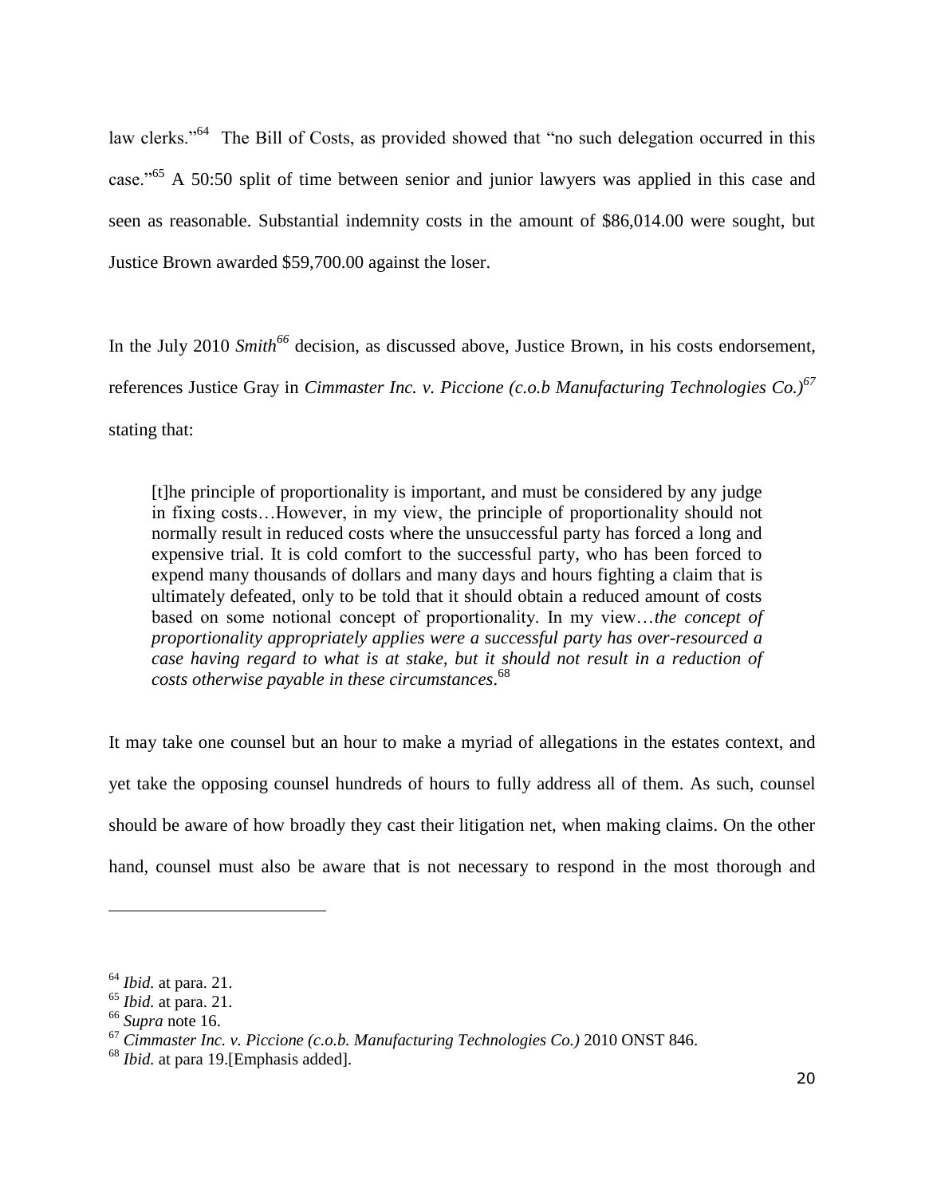law clerks."[64] The Bill of Costs, as provided showed that "no such delegation occurred in this case."[65] A 50:50 split of time between senior and junior lawyers was applied in this case and seen as reasonable. Substantial indemnity costs in the amount of $86,014.00 were sought, but Justice Brown awarded $59,700.00 against the loser.

In the July 2010 *Smith*[66] decision, as discussed above, Justice Brown, in his costs endorsement, references Justice Gray in *Cimmaster Inc. v. Piccione (c.o.b Manufacturing Technologies Co.)*[67] stating that:

> [t]he principle of proportionality is important, and must be considered by any judge in fixing costs…However, in my view, the principle of proportionality should not normally result in reduced costs where the unsuccessful party has forced a long and expensive trial. It is cold comfort to the successful party, who has been forced to expend many thousands of dollars and many days and hours fighting a claim that is ultimately defeated, only to be told that it should obtain a reduced amount of costs based on some notional concept of proportionality. In my view…*the concept of proportionality appropriately applies were a successful party has over-resourced a case having regard to what is at stake, but it should not result in a reduction of costs otherwise payable in these circumstances*.[68]

It may take one counsel but an hour to make a myriad of allegations in the estates context, and yet take the opposing counsel hundreds of hours to fully address all of them. As such, counsel should be aware of how broadly they cast their litigation net, when making claims. On the other hand, counsel must also be aware that is not necessary to respond in the most thorough and

---

[64] *Ibid.* at para. 21.

[65] *Ibid.* at para. 21.

[66] *Supra* note 16.

[67] *Cimmaster Inc. v. Piccione (c.o.b. Manufacturing Technologies Co.)* 2010 ONST 846.

[68] *Ibid.* at para 19.[Emphasis added].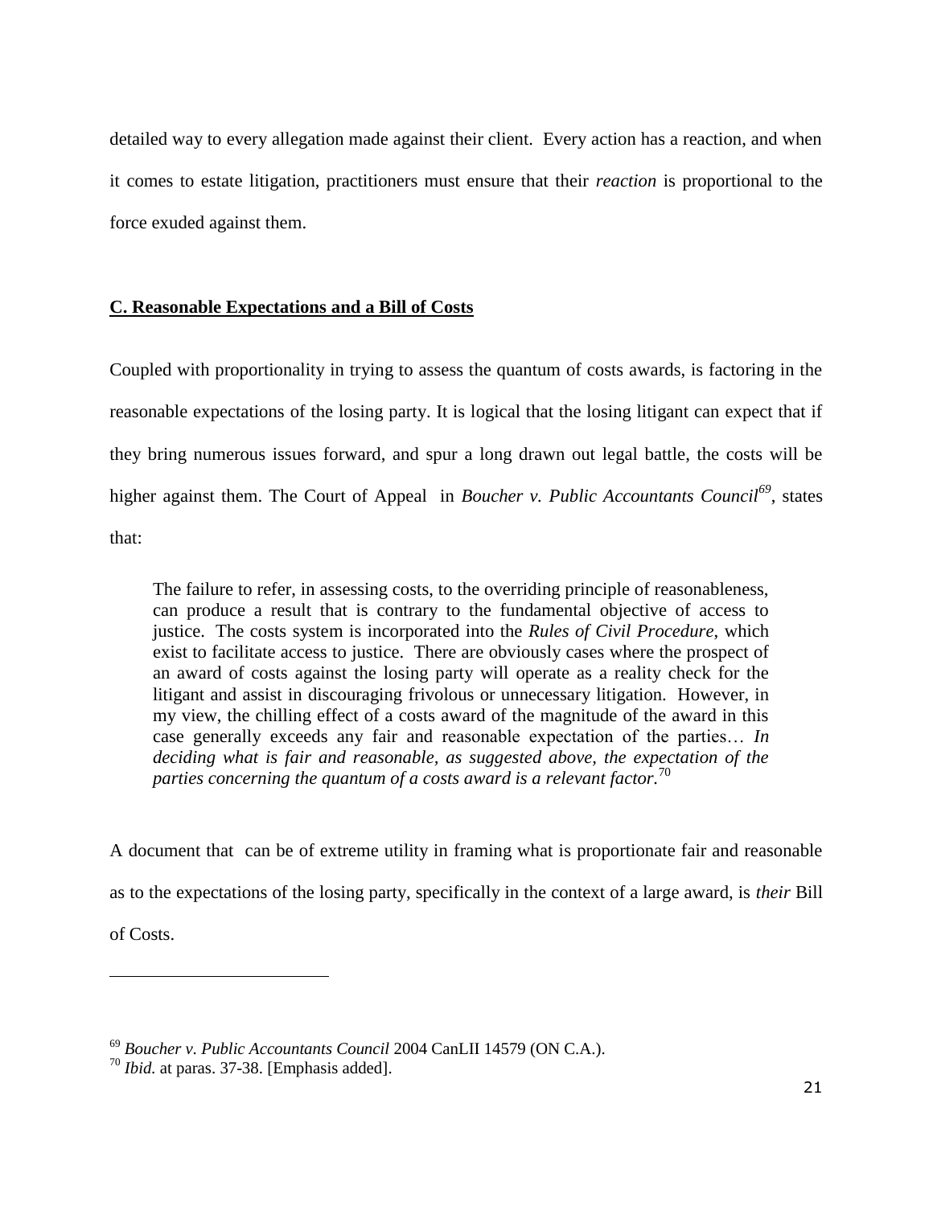detailed way to every allegation made against their client. Every action has a reaction, and when it comes to estate litigation, practitioners must ensure that their *reaction* is proportional to the force exuded against them.

### C. Reasonable Expectations and a Bill of Costs

Coupled with proportionality in trying to assess the quantum of costs awards, is factoring in the reasonable expectations of the losing party. It is logical that the losing litigant can expect that if they bring numerous issues forward, and spur a long drawn out legal battle, the costs will be higher against them. The Court of Appeal in *Boucher v. Public Accountants Council*[69], states that:

> The failure to refer, in assessing costs, to the overriding principle of reasonableness, can produce a result that is contrary to the fundamental objective of access to justice. The costs system is incorporated into the *Rules of Civil Procedure*, which exist to facilitate access to justice. There are obviously cases where the prospect of an award of costs against the losing party will operate as a reality check for the litigant and assist in discouraging frivolous or unnecessary litigation. However, in my view, the chilling effect of a costs award of the magnitude of the award in this case generally exceeds any fair and reasonable expectation of the parties… *In deciding what is fair and reasonable, as suggested above, the expectation of the parties concerning the quantum of a costs award is a relevant factor.*[70]

A document that can be of extreme utility in framing what is proportionate fair and reasonable as to the expectations of the losing party, specifically in the context of a large award, is *their* Bill of Costs.

---

[69] *Boucher v. Public Accountants Council* 2004 CanLII 14579 (ON C.A.).

[70] *Ibid.* at paras. 37-38. [Emphasis added].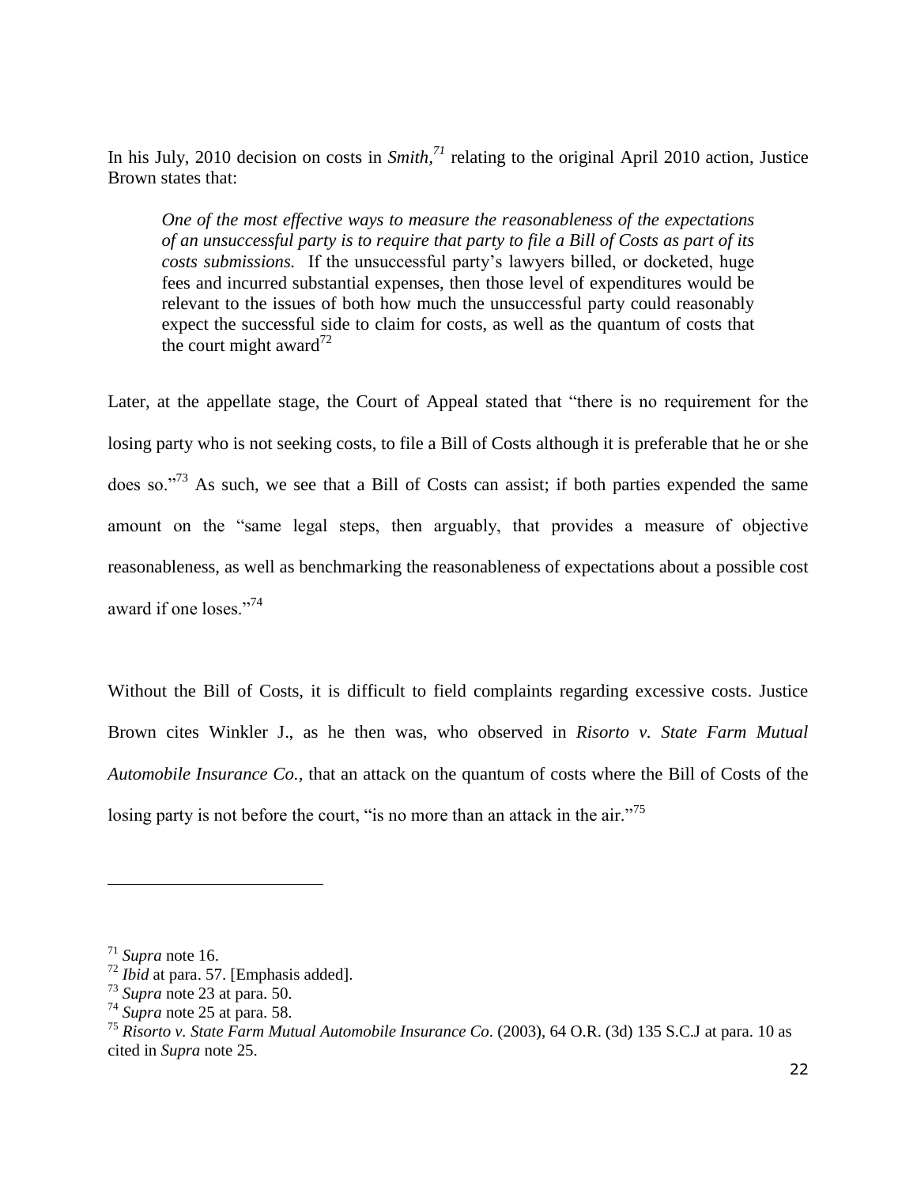In his July, 2010 decision on costs in *Smith,*[71] relating to the original April 2010 action, Justice Brown states that:

> *One of the most effective ways to measure the reasonableness of the expectations of an unsuccessful party is to require that party to file a Bill of Costs as part of its costs submissions.* If the unsuccessful party's lawyers billed, or docketed, huge fees and incurred substantial expenses, then those level of expenditures would be relevant to the issues of both how much the unsuccessful party could reasonably expect the successful side to claim for costs, as well as the quantum of costs that the court might award[72]

Later, at the appellate stage, the Court of Appeal stated that "there is no requirement for the losing party who is not seeking costs, to file a Bill of Costs although it is preferable that he or she does so."[73] As such, we see that a Bill of Costs can assist; if both parties expended the same amount on the "same legal steps, then arguably, that provides a measure of objective reasonableness, as well as benchmarking the reasonableness of expectations about a possible cost award if one loses."[74]

Without the Bill of Costs, it is difficult to field complaints regarding excessive costs. Justice Brown cites Winkler J., as he then was, who observed in *Risorto v. State Farm Mutual Automobile Insurance Co.,* that an attack on the quantum of costs where the Bill of Costs of the losing party is not before the court, "is no more than an attack in the air."[75]

---

[71] *Supra* note 16.
[72] *Ibid* at para. 57. [Emphasis added].
[73] *Supra* note 23 at para. 50.
[74] *Supra* note 25 at para. 58.
[75] *Risorto v. State Farm Mutual Automobile Insurance Co*. (2003), 64 O.R. (3d) 135 S.C.J at para. 10 as cited in *Supra* note 25.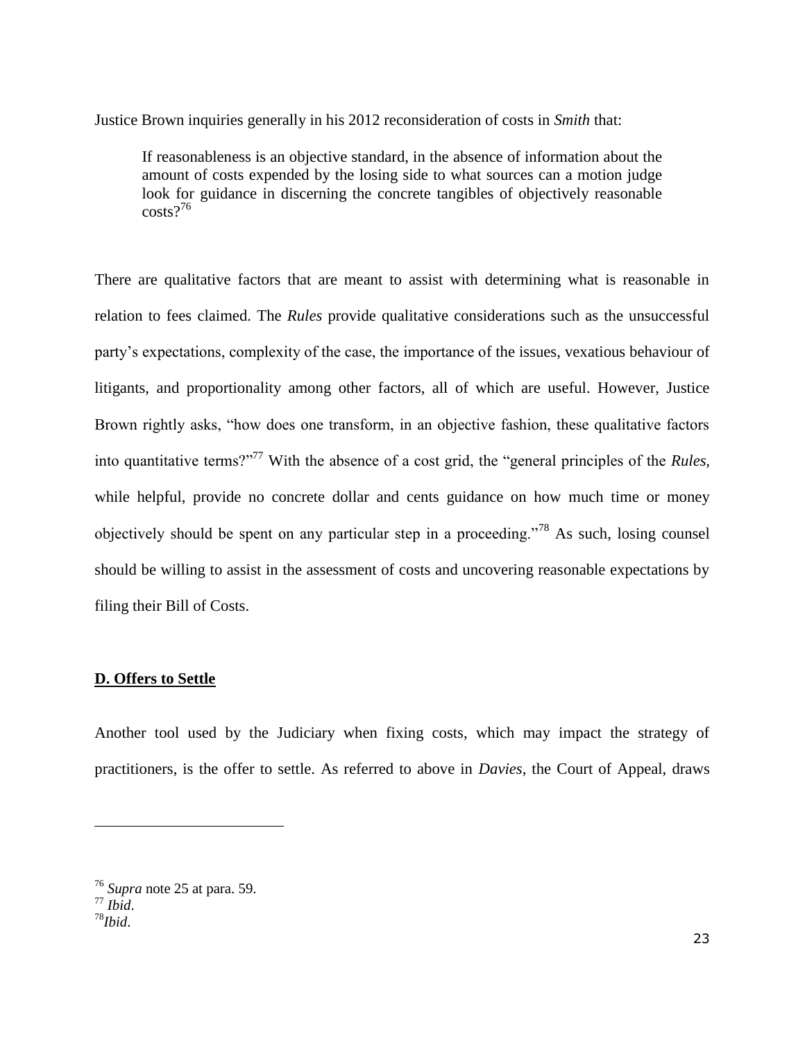Justice Brown inquiries generally in his 2012 reconsideration of costs in *Smith* that:

> If reasonableness is an objective standard, in the absence of information about the amount of costs expended by the losing side to what sources can a motion judge look for guidance in discerning the concrete tangibles of objectively reasonable costs?[76]

There are qualitative factors that are meant to assist with determining what is reasonable in relation to fees claimed. The *Rules* provide qualitative considerations such as the unsuccessful party's expectations, complexity of the case, the importance of the issues, vexatious behaviour of litigants, and proportionality among other factors, all of which are useful. However, Justice Brown rightly asks, "how does one transform, in an objective fashion, these qualitative factors into quantitative terms?"[77] With the absence of a cost grid, the "general principles of the *Rules*, while helpful, provide no concrete dollar and cents guidance on how much time or money objectively should be spent on any particular step in a proceeding."[78] As such, losing counsel should be willing to assist in the assessment of costs and uncovering reasonable expectations by filing their Bill of Costs.

## D. Offers to Settle

Another tool used by the Judiciary when fixing costs, which may impact the strategy of practitioners, is the offer to settle. As referred to above in *Davies*, the Court of Appeal, draws

---

[76] *Supra* note 25 at para. 59.
[77] *Ibid*.
[78] *Ibid*.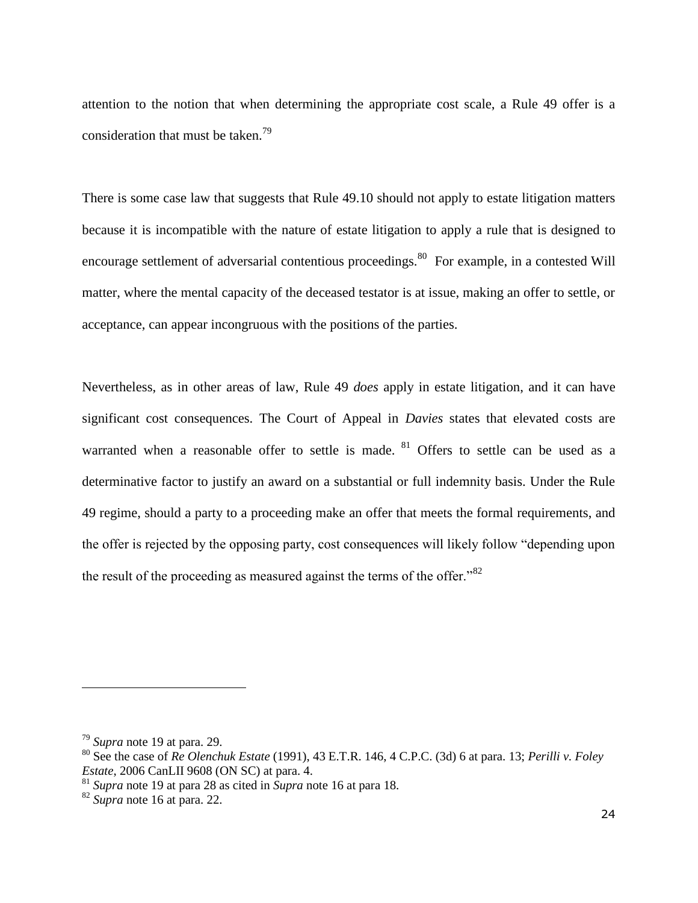attention to the notion that when determining the appropriate cost scale, a Rule 49 offer is a consideration that must be taken.[79]

There is some case law that suggests that Rule 49.10 should not apply to estate litigation matters because it is incompatible with the nature of estate litigation to apply a rule that is designed to encourage settlement of adversarial contentious proceedings.[80] For example, in a contested Will matter, where the mental capacity of the deceased testator is at issue, making an offer to settle, or acceptance, can appear incongruous with the positions of the parties.

Nevertheless, as in other areas of law, Rule 49 *does* apply in estate litigation, and it can have significant cost consequences. The Court of Appeal in *Davies* states that elevated costs are warranted when a reasonable offer to settle is made. [81] Offers to settle can be used as a determinative factor to justify an award on a substantial or full indemnity basis. Under the Rule 49 regime, should a party to a proceeding make an offer that meets the formal requirements, and the offer is rejected by the opposing party, cost consequences will likely follow "depending upon the result of the proceeding as measured against the terms of the offer."[82]

---

[79] *Supra* note 19 at para. 29.

[80] See the case of *Re Olenchuk Estate* (1991), 43 E.T.R. 146, 4 C.P.C. (3d) 6 at para. 13; *Perilli v. Foley Estate*, 2006 CanLII 9608 (ON SC) at para. 4.

[81] *Supra* note 19 at para 28 as cited in *Supra* note 16 at para 18.

[82] *Supra* note 16 at para. 22.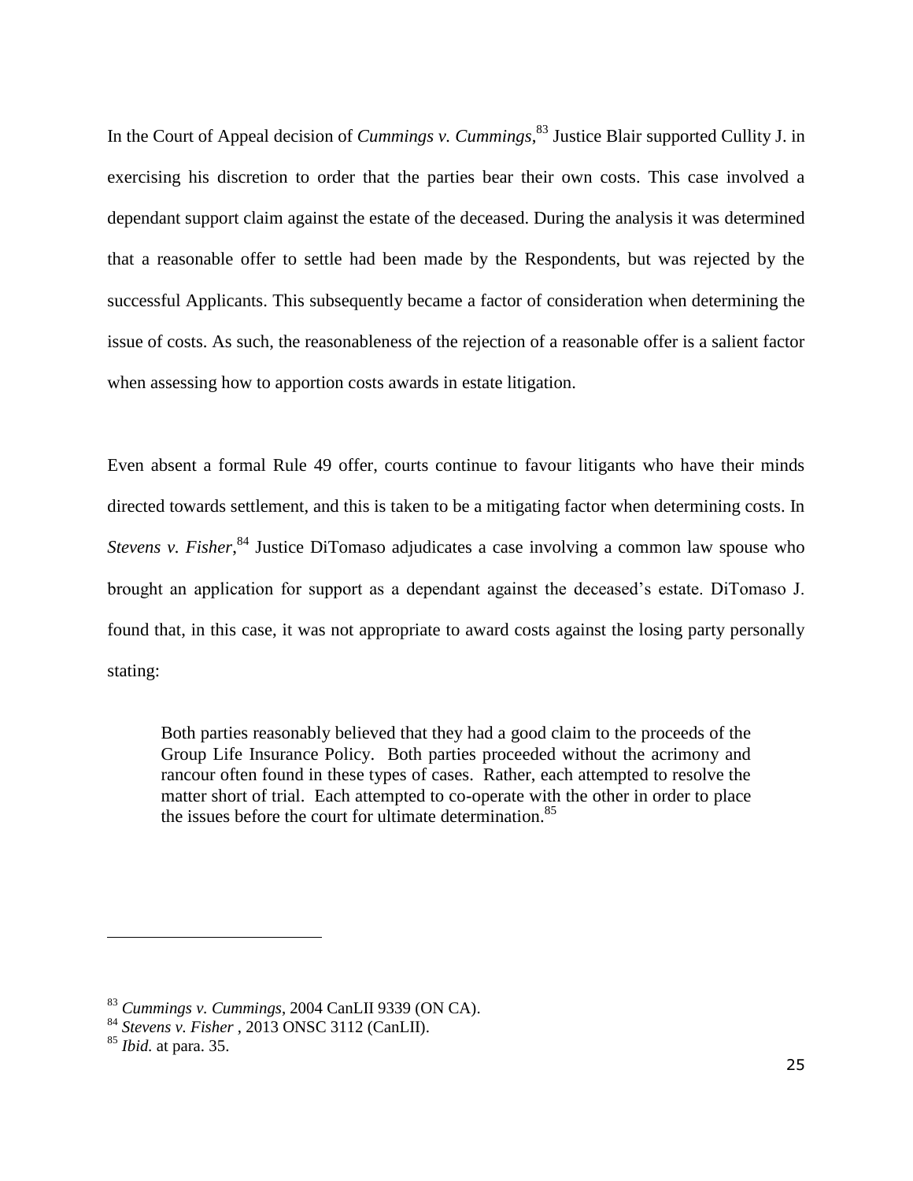In the Court of Appeal decision of *Cummings v. Cummings*,[83] Justice Blair supported Cullity J. in exercising his discretion to order that the parties bear their own costs. This case involved a dependant support claim against the estate of the deceased. During the analysis it was determined that a reasonable offer to settle had been made by the Respondents, but was rejected by the successful Applicants. This subsequently became a factor of consideration when determining the issue of costs. As such, the reasonableness of the rejection of a reasonable offer is a salient factor when assessing how to apportion costs awards in estate litigation.

Even absent a formal Rule 49 offer, courts continue to favour litigants who have their minds directed towards settlement, and this is taken to be a mitigating factor when determining costs. In *Stevens v. Fisher*,[84] Justice DiTomaso adjudicates a case involving a common law spouse who brought an application for support as a dependant against the deceased's estate. DiTomaso J. found that, in this case, it was not appropriate to award costs against the losing party personally stating:

> Both parties reasonably believed that they had a good claim to the proceeds of the Group Life Insurance Policy. Both parties proceeded without the acrimony and rancour often found in these types of cases. Rather, each attempted to resolve the matter short of trial. Each attempted to co-operate with the other in order to place the issues before the court for ultimate determination.[85]

---

[83] *Cummings v. Cummings*, 2004 CanLII 9339 (ON CA).

[84] *Stevens v. Fisher* , 2013 ONSC 3112 (CanLII).

[85] *Ibid.* at para. 35.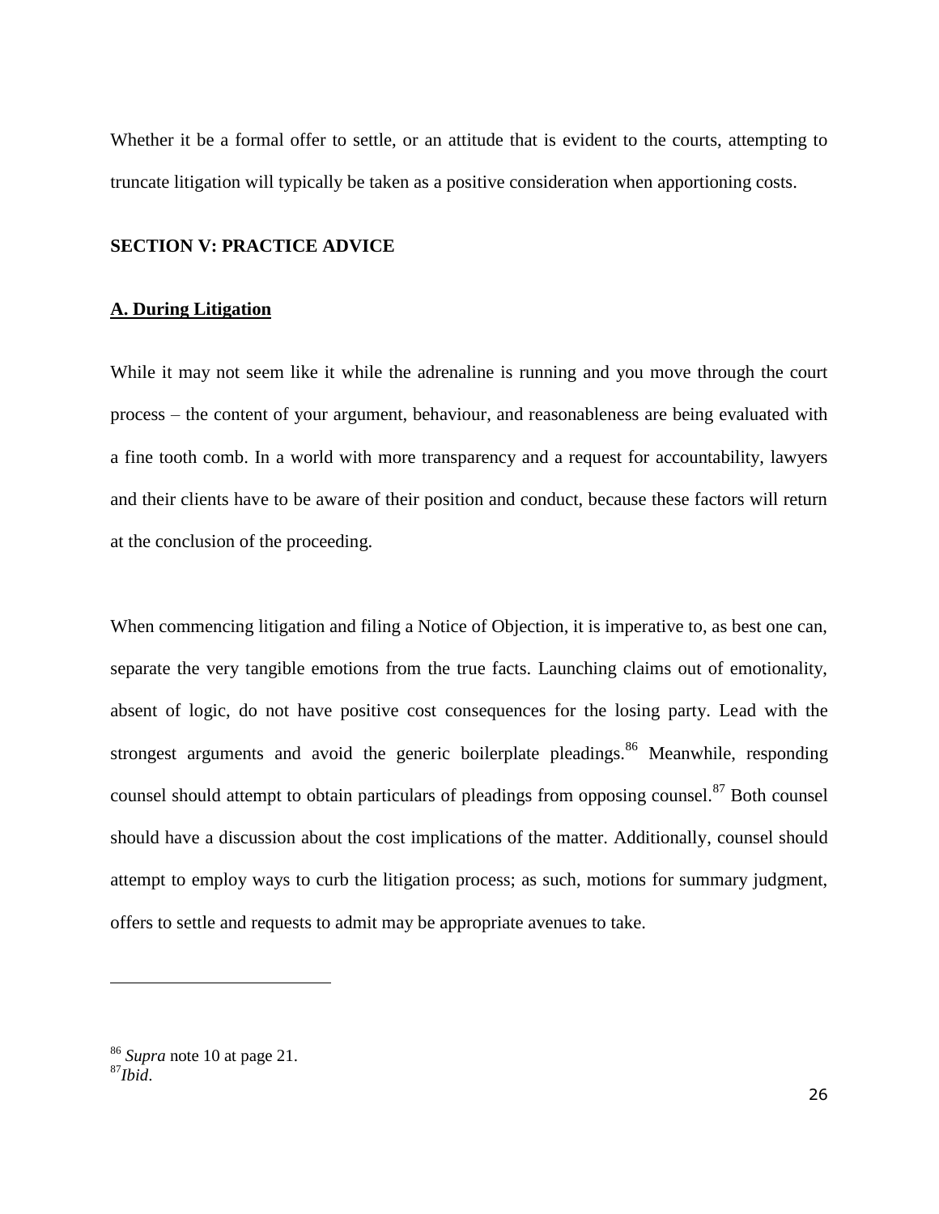Whether it be a formal offer to settle, or an attitude that is evident to the courts, attempting to truncate litigation will typically be taken as a positive consideration when apportioning costs.

## SECTION V: PRACTICE ADVICE

### A. During Litigation

While it may not seem like it while the adrenaline is running and you move through the court process – the content of your argument, behaviour, and reasonableness are being evaluated with a fine tooth comb. In a world with more transparency and a request for accountability, lawyers and their clients have to be aware of their position and conduct, because these factors will return at the conclusion of the proceeding.

When commencing litigation and filing a Notice of Objection, it is imperative to, as best one can, separate the very tangible emotions from the true facts. Launching claims out of emotionality, absent of logic, do not have positive cost consequences for the losing party. Lead with the strongest arguments and avoid the generic boilerplate pleadings.[86] Meanwhile, responding counsel should attempt to obtain particulars of pleadings from opposing counsel.[87] Both counsel should have a discussion about the cost implications of the matter. Additionally, counsel should attempt to employ ways to curb the litigation process; as such, motions for summary judgment, offers to settle and requests to admit may be appropriate avenues to take.

---

[86] *Supra* note 10 at page 21.
[87] *Ibid*.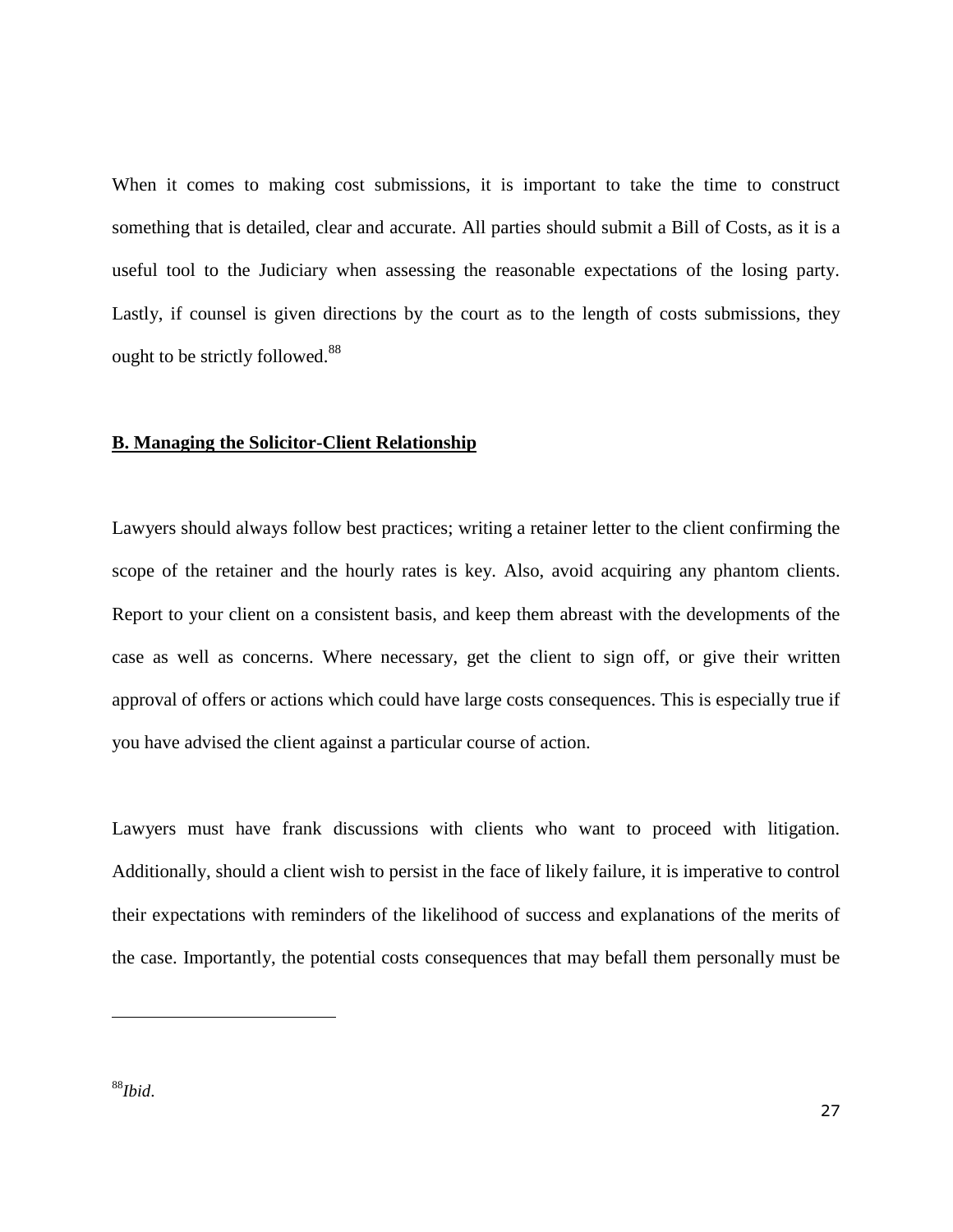When it comes to making cost submissions, it is important to take the time to construct something that is detailed, clear and accurate. All parties should submit a Bill of Costs, as it is a useful tool to the Judiciary when assessing the reasonable expectations of the losing party. Lastly, if counsel is given directions by the court as to the length of costs submissions, they ought to be strictly followed.[88]

**B. Managing the Solicitor-Client Relationship**

Lawyers should always follow best practices; writing a retainer letter to the client confirming the scope of the retainer and the hourly rates is key. Also, avoid acquiring any phantom clients. Report to your client on a consistent basis, and keep them abreast with the developments of the case as well as concerns. Where necessary, get the client to sign off, or give their written approval of offers or actions which could have large costs consequences. This is especially true if you have advised the client against a particular course of action.

Lawyers must have frank discussions with clients who want to proceed with litigation. Additionally, should a client wish to persist in the face of likely failure, it is imperative to control their expectations with reminders of the likelihood of success and explanations of the merits of the case. Importantly, the potential costs consequences that may befall them personally must be

---

[88] *Ibid*.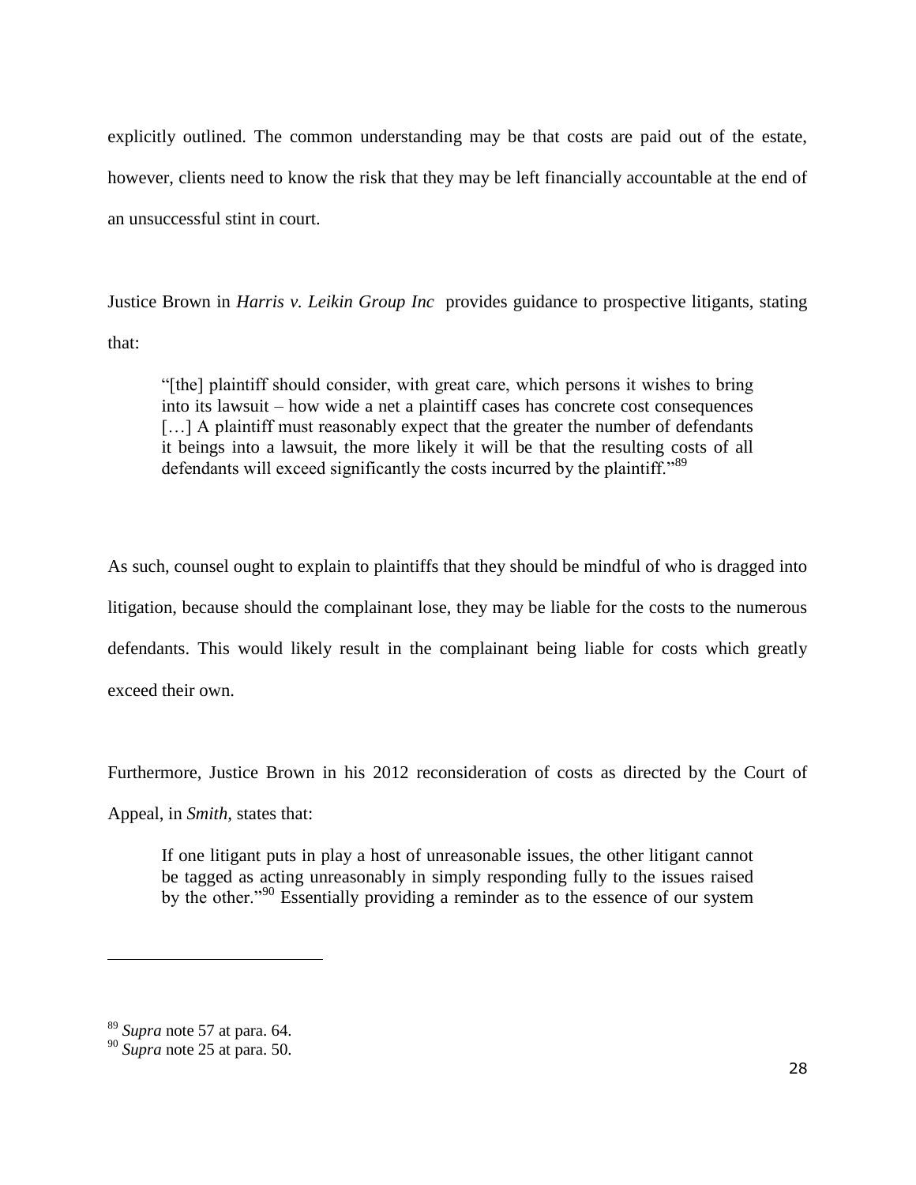explicitly outlined. The common understanding may be that costs are paid out of the estate, however, clients need to know the risk that they may be left financially accountable at the end of an unsuccessful stint in court.

Justice Brown in *Harris v. Leikin Group Inc* provides guidance to prospective litigants, stating that:

> "[the] plaintiff should consider, with great care, which persons it wishes to bring into its lawsuit – how wide a net a plaintiff cases has concrete cost consequences […] A plaintiff must reasonably expect that the greater the number of defendants it beings into a lawsuit, the more likely it will be that the resulting costs of all defendants will exceed significantly the costs incurred by the plaintiff."[89]

As such, counsel ought to explain to plaintiffs that they should be mindful of who is dragged into litigation, because should the complainant lose, they may be liable for the costs to the numerous defendants. This would likely result in the complainant being liable for costs which greatly exceed their own.

Furthermore, Justice Brown in his 2012 reconsideration of costs as directed by the Court of Appeal, in *Smith*, states that:

> If one litigant puts in play a host of unreasonable issues, the other litigant cannot be tagged as acting unreasonably in simply responding fully to the issues raised by the other."[90] Essentially providing a reminder as to the essence of our system

---

[89] *Supra* note 57 at para. 64.

[90] *Supra* note 25 at para. 50.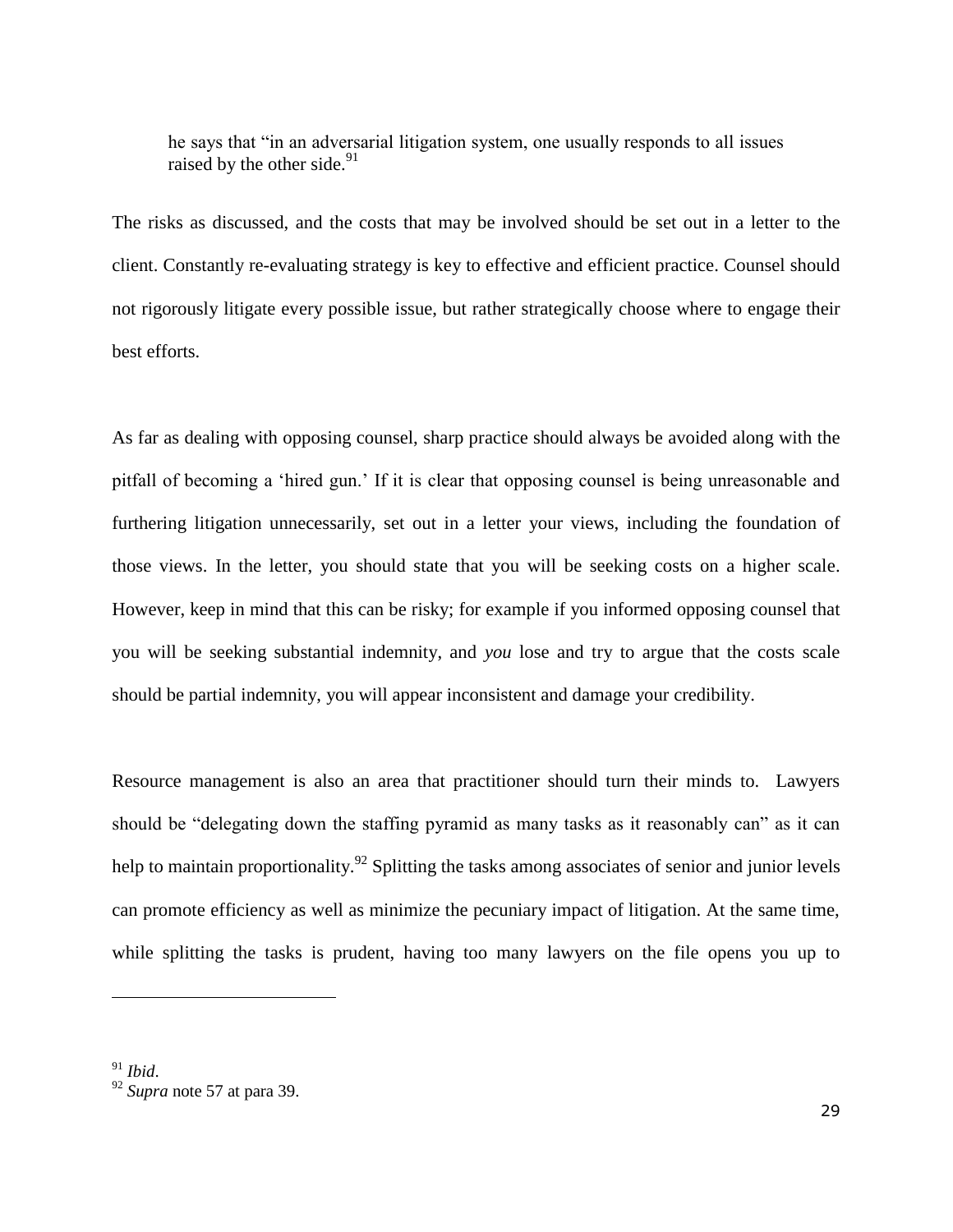> he says that "in an adversarial litigation system, one usually responds to all issues raised by the other side.[91]

The risks as discussed, and the costs that may be involved should be set out in a letter to the client. Constantly re-evaluating strategy is key to effective and efficient practice. Counsel should not rigorously litigate every possible issue, but rather strategically choose where to engage their best efforts.

As far as dealing with opposing counsel, sharp practice should always be avoided along with the pitfall of becoming a 'hired gun.' If it is clear that opposing counsel is being unreasonable and furthering litigation unnecessarily, set out in a letter your views, including the foundation of those views. In the letter, you should state that you will be seeking costs on a higher scale. However, keep in mind that this can be risky; for example if you informed opposing counsel that you will be seeking substantial indemnity, and *you* lose and try to argue that the costs scale should be partial indemnity, you will appear inconsistent and damage your credibility.

Resource management is also an area that practitioner should turn their minds to. Lawyers should be "delegating down the staffing pyramid as many tasks as it reasonably can" as it can help to maintain proportionality.[92] Splitting the tasks among associates of senior and junior levels can promote efficiency as well as minimize the pecuniary impact of litigation. At the same time, while splitting the tasks is prudent, having too many lawyers on the file opens you up to

---

[91] *Ibid*.

[92] *Supra* note 57 at para 39.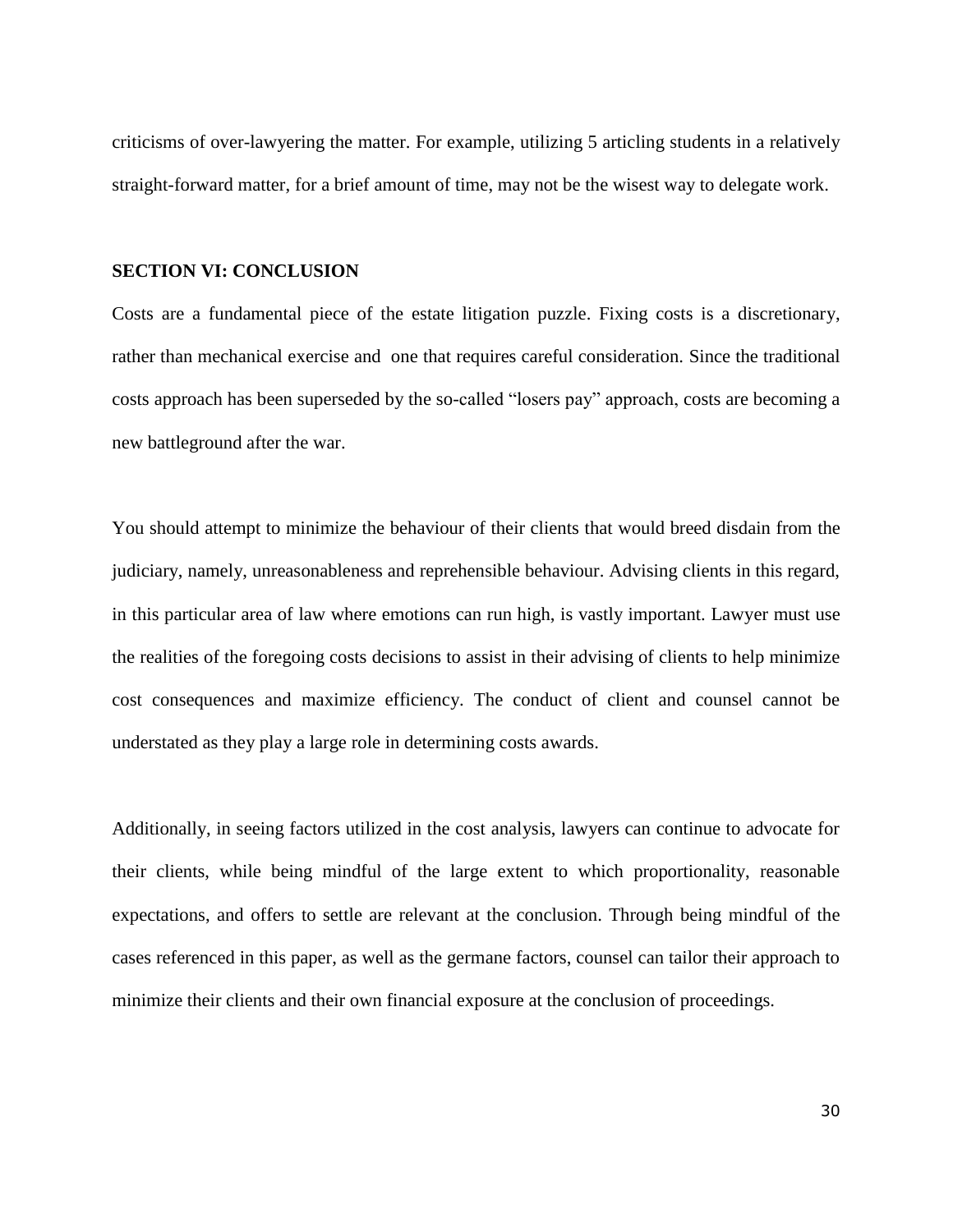criticisms of over-lawyering the matter. For example, utilizing 5 articling students in a relatively straight-forward matter, for a brief amount of time, may not be the wisest way to delegate work.

## SECTION VI: CONCLUSION

Costs are a fundamental piece of the estate litigation puzzle. Fixing costs is a discretionary, rather than mechanical exercise and one that requires careful consideration. Since the traditional costs approach has been superseded by the so-called "losers pay" approach, costs are becoming a new battleground after the war.

You should attempt to minimize the behaviour of their clients that would breed disdain from the judiciary, namely, unreasonableness and reprehensible behaviour. Advising clients in this regard, in this particular area of law where emotions can run high, is vastly important. Lawyer must use the realities of the foregoing costs decisions to assist in their advising of clients to help minimize cost consequences and maximize efficiency. The conduct of client and counsel cannot be understated as they play a large role in determining costs awards.

Additionally, in seeing factors utilized in the cost analysis, lawyers can continue to advocate for their clients, while being mindful of the large extent to which proportionality, reasonable expectations, and offers to settle are relevant at the conclusion. Through being mindful of the cases referenced in this paper, as well as the germane factors, counsel can tailor their approach to minimize their clients and their own financial exposure at the conclusion of proceedings.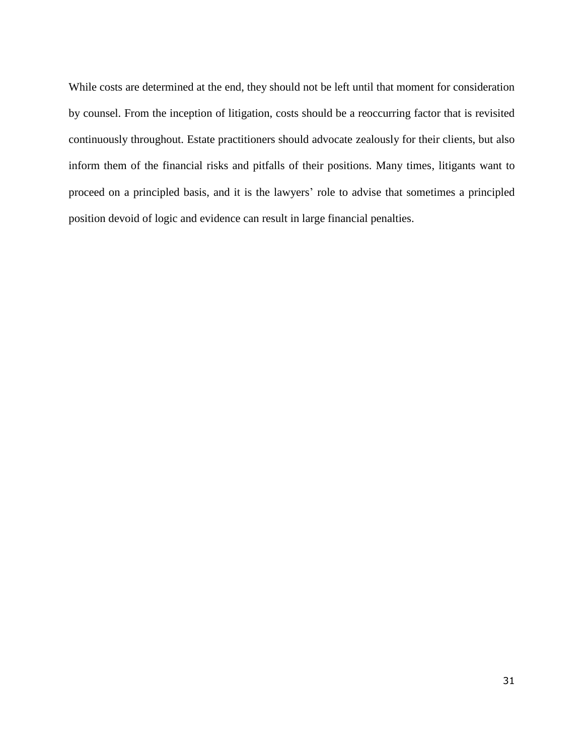While costs are determined at the end, they should not be left until that moment for consideration by counsel. From the inception of litigation, costs should be a reoccurring factor that is revisited continuously throughout. Estate practitioners should advocate zealously for their clients, but also inform them of the financial risks and pitfalls of their positions. Many times, litigants want to proceed on a principled basis, and it is the lawyers' role to advise that sometimes a principled position devoid of logic and evidence can result in large financial penalties.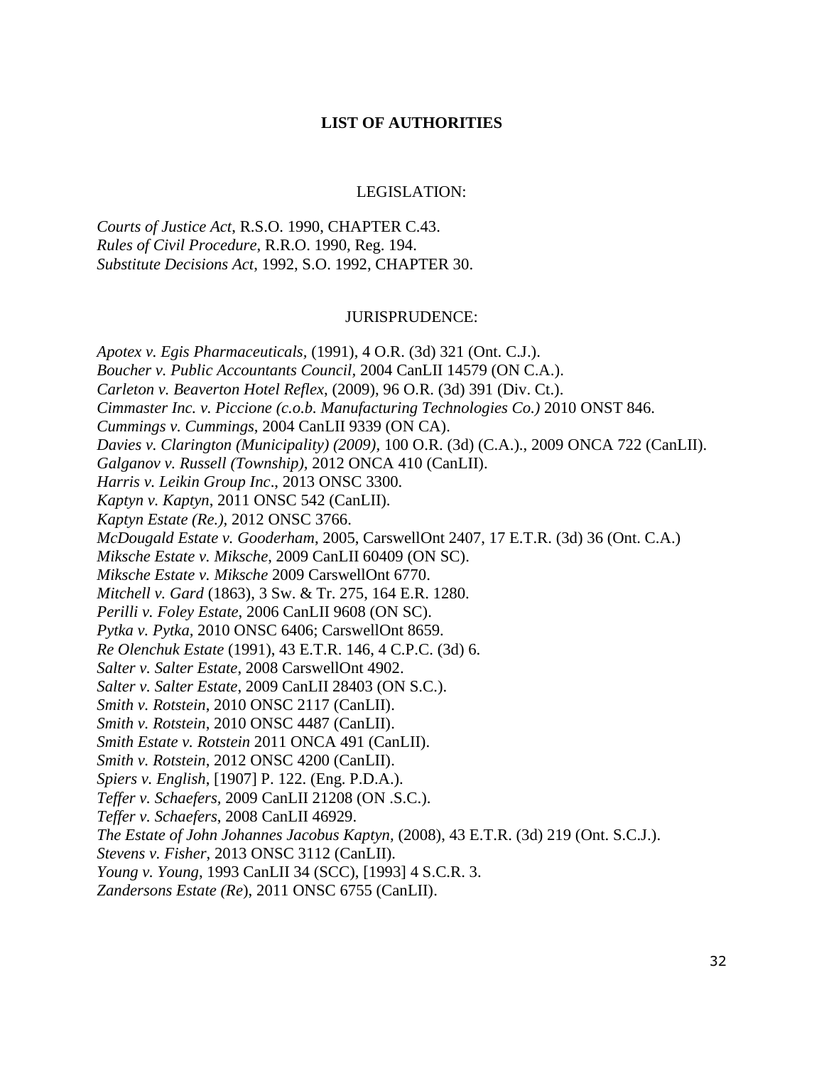# LIST OF AUTHORITIES

## LEGISLATION:

*Courts of Justice Act*, R.S.O. 1990, CHAPTER C.43.
*Rules of Civil Procedure*, R.R.O. 1990, Reg. 194.
*Substitute Decisions Act*, 1992, S.O. 1992, CHAPTER 30.

## JURISPRUDENCE:

*Apotex v. Egis Pharmaceuticals*, (1991), 4 O.R. (3d) 321 (Ont. C.J.).
*Boucher v. Public Accountants Council*, 2004 CanLII 14579 (ON C.A.).
*Carleton v. Beaverton Hotel Reflex*, (2009), 96 O.R. (3d) 391 (Div. Ct.).
*Cimmaster Inc. v. Piccione (c.o.b. Manufacturing Technologies Co.)* 2010 ONST 846.
*Cummings v. Cummings*, 2004 CanLII 9339 (ON CA).
*Davies v. Clarington (Municipality) (2009)*, 100 O.R. (3d) (C.A.)., 2009 ONCA 722 (CanLII).
*Galganov v. Russell (Township)*, 2012 ONCA 410 (CanLII).
*Harris v. Leikin Group Inc*., 2013 ONSC 3300.
*Kaptyn v. Kaptyn*, 2011 ONSC 542 (CanLII).
*Kaptyn Estate (Re.)*, 2012 ONSC 3766.
*McDougald Estate v. Gooderham*, 2005, CarswellOnt 2407, 17 E.T.R. (3d) 36 (Ont. C.A.)
*Miksche Estate v. Miksche*, 2009 CanLII 60409 (ON SC).
*Miksche Estate v. Miksche* 2009 CarswellOnt 6770.
*Mitchell v. Gard* (1863), 3 Sw. & Tr. 275, 164 E.R. 1280.
*Perilli v. Foley Estate*, 2006 CanLII 9608 (ON SC).
*Pytka v. Pytka*, 2010 ONSC 6406; CarswellOnt 8659.
*Re Olenchuk Estate* (1991), 43 E.T.R. 146, 4 C.P.C. (3d) 6.
*Salter v. Salter Estate*, 2008 CarswellOnt 4902.
*Salter v. Salter Estate*, 2009 CanLII 28403 (ON S.C.).
*Smith v. Rotstein*, 2010 ONSC 2117 (CanLII).
*Smith v. Rotstein*, 2010 ONSC 4487 (CanLII).
*Smith Estate v. Rotstein* 2011 ONCA 491 (CanLII).
*Smith v. Rotstein*, 2012 ONSC 4200 (CanLII).
*Spiers v. English*, [1907] P. 122. (Eng. P.D.A.).
*Teffer v. Schaefers*, 2009 CanLII 21208 (ON .S.C.).
*Teffer v. Schaefers*, 2008 CanLII 46929.
*The Estate of John Johannes Jacobus Kaptyn*, (2008), 43 E.T.R. (3d) 219 (Ont. S.C.J.).
*Stevens v. Fisher*, 2013 ONSC 3112 (CanLII).
*Young v. Young*, 1993 CanLII 34 (SCC), [1993] 4 S.C.R. 3.
*Zandersons Estate (Re*), 2011 ONSC 6755 (CanLII).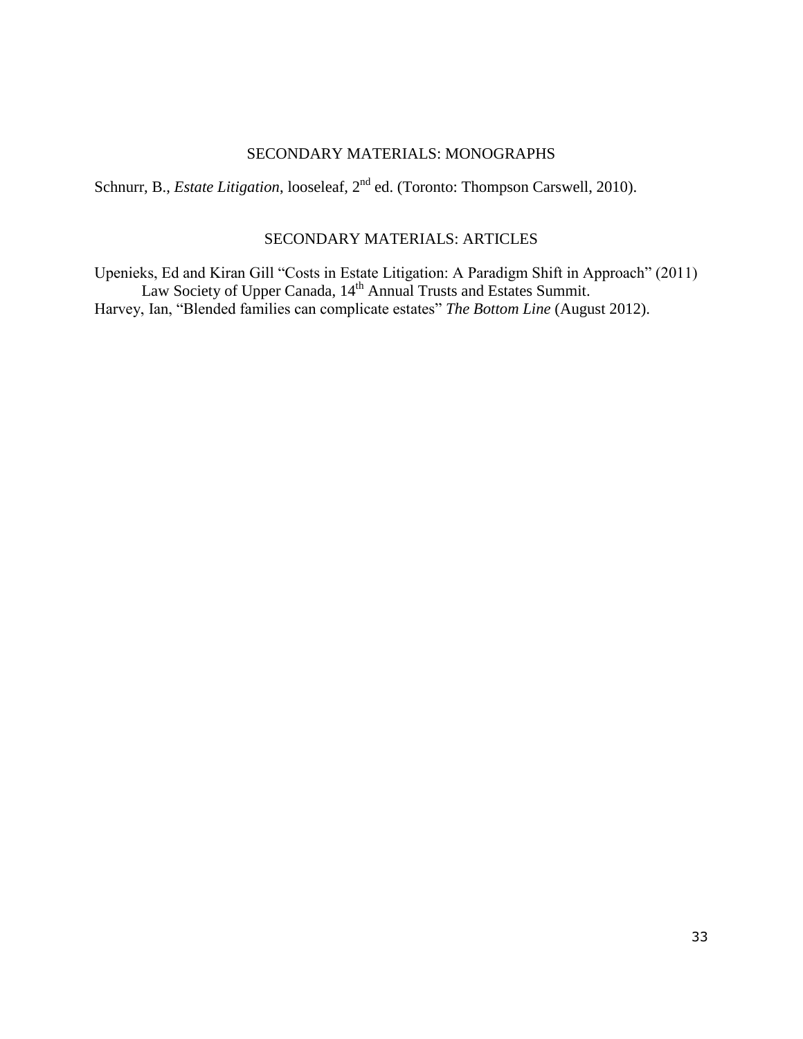## SECONDARY MATERIALS: MONOGRAPHS

Schnurr, B., *Estate Litigation*, looseleaf, 2nd ed. (Toronto: Thompson Carswell, 2010).

## SECONDARY MATERIALS: ARTICLES

Upenieks, Ed and Kiran Gill "Costs in Estate Litigation: A Paradigm Shift in Approach" (2011) Law Society of Upper Canada, 14th Annual Trusts and Estates Summit.

Harvey, Ian, "Blended families can complicate estates" *The Bottom Line* (August 2012).